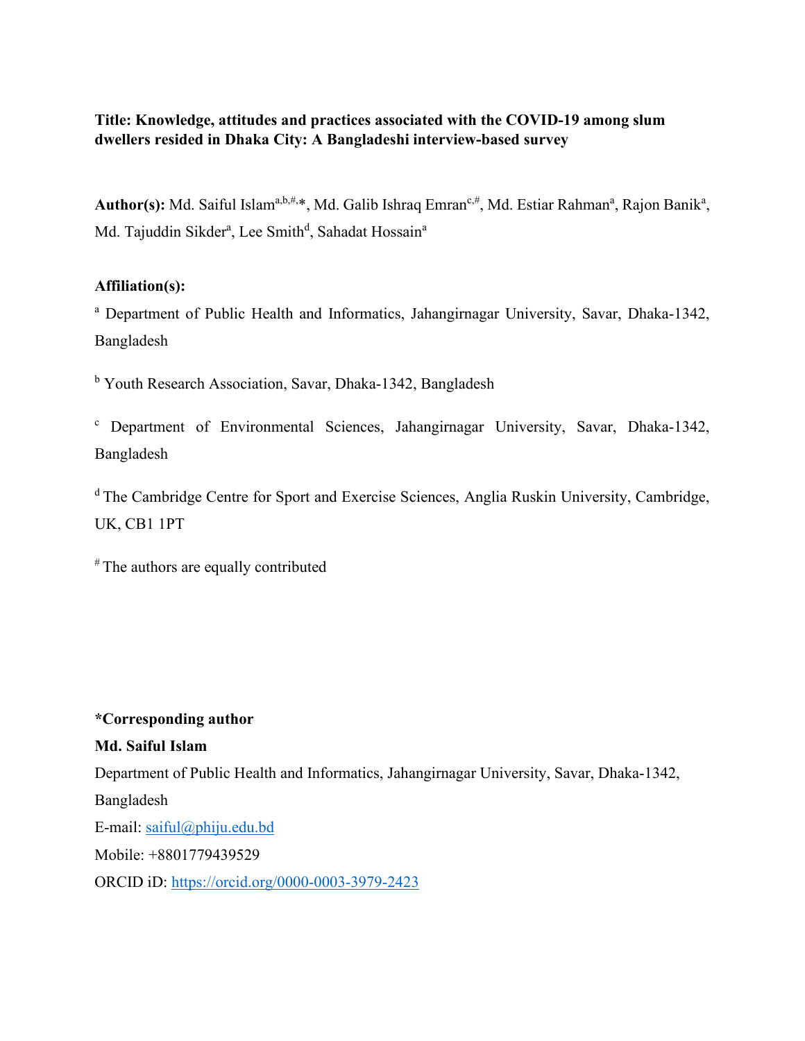**Title: Knowledge, attitudes and practices associated with the COVID-19 among slum dwellers resided in Dhaka City: A Bangladeshi interview-based survey**

**Author(s):** Md. Saiful Islam[a,b,#,*], Md. Galib Ishraq Emran[c,#], Md. Estiar Rahman[a], Rajon Banik[a], Md. Tajuddin Sikder[a], Lee Smith[d], Sahadat Hossain[a]

**Affiliation(s):**

[a] Department of Public Health and Informatics, Jahangirnagar University, Savar, Dhaka-1342, Bangladesh

[b] Youth Research Association, Savar, Dhaka-1342, Bangladesh

[c] Department of Environmental Sciences, Jahangirnagar University, Savar, Dhaka-1342, Bangladesh

[d] The Cambridge Centre for Sport and Exercise Sciences, Anglia Ruskin University, Cambridge, UK, CB1 1PT

[#] The authors are equally contributed

**\*Corresponding author**

**Md. Saiful Islam**

Department of Public Health and Informatics, Jahangirnagar University, Savar, Dhaka-1342, Bangladesh

E-mail: saiful@phiju.edu.bd

Mobile: +8801779439529

ORCID iD: https://orcid.org/0000-0003-3979-2423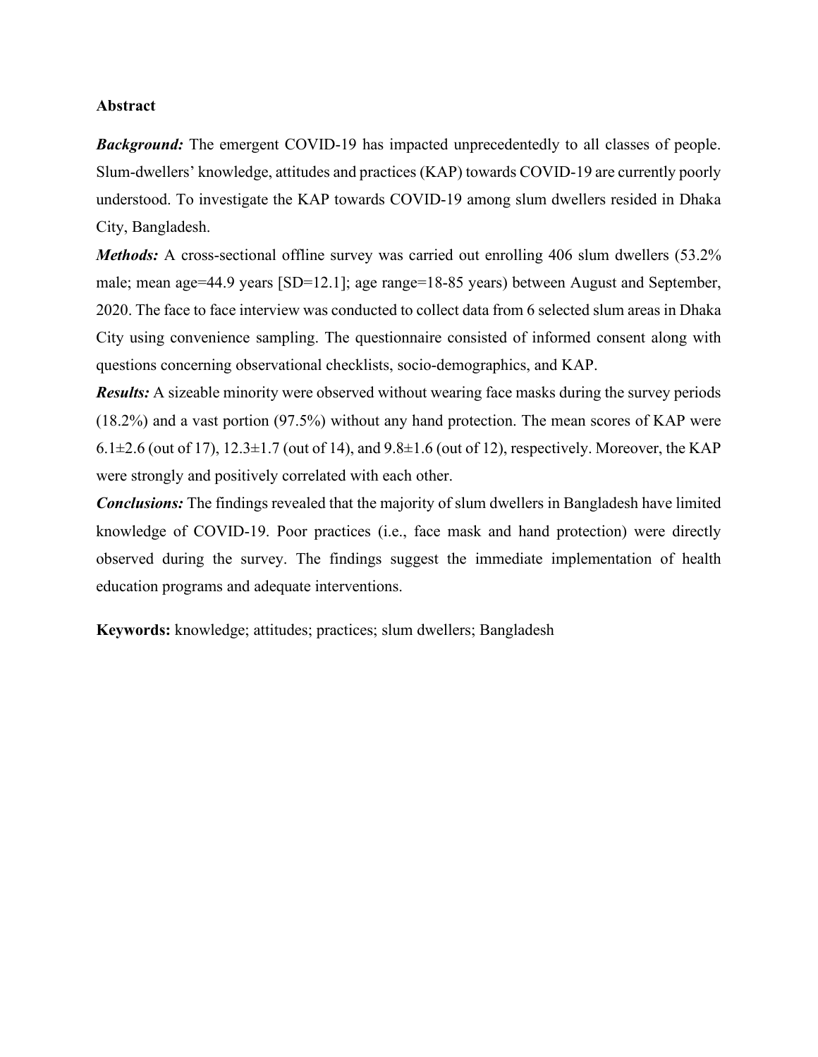## Abstract

***Background:*** The emergent COVID-19 has impacted unprecedentedly to all classes of people. Slum-dwellers' knowledge, attitudes and practices (KAP) towards COVID-19 are currently poorly understood. To investigate the KAP towards COVID-19 among slum dwellers resided in Dhaka City, Bangladesh.

***Methods:*** A cross-sectional offline survey was carried out enrolling 406 slum dwellers (53.2% male; mean age=44.9 years [SD=12.1]; age range=18-85 years) between August and September, 2020. The face to face interview was conducted to collect data from 6 selected slum areas in Dhaka City using convenience sampling. The questionnaire consisted of informed consent along with questions concerning observational checklists, socio-demographics, and KAP.

***Results:*** A sizeable minority were observed without wearing face masks during the survey periods (18.2%) and a vast portion (97.5%) without any hand protection. The mean scores of KAP were 6.1±2.6 (out of 17), 12.3±1.7 (out of 14), and 9.8±1.6 (out of 12), respectively. Moreover, the KAP were strongly and positively correlated with each other.

***Conclusions:*** The findings revealed that the majority of slum dwellers in Bangladesh have limited knowledge of COVID-19. Poor practices (i.e., face mask and hand protection) were directly observed during the survey. The findings suggest the immediate implementation of health education programs and adequate interventions.

**Keywords:** knowledge; attitudes; practices; slum dwellers; Bangladesh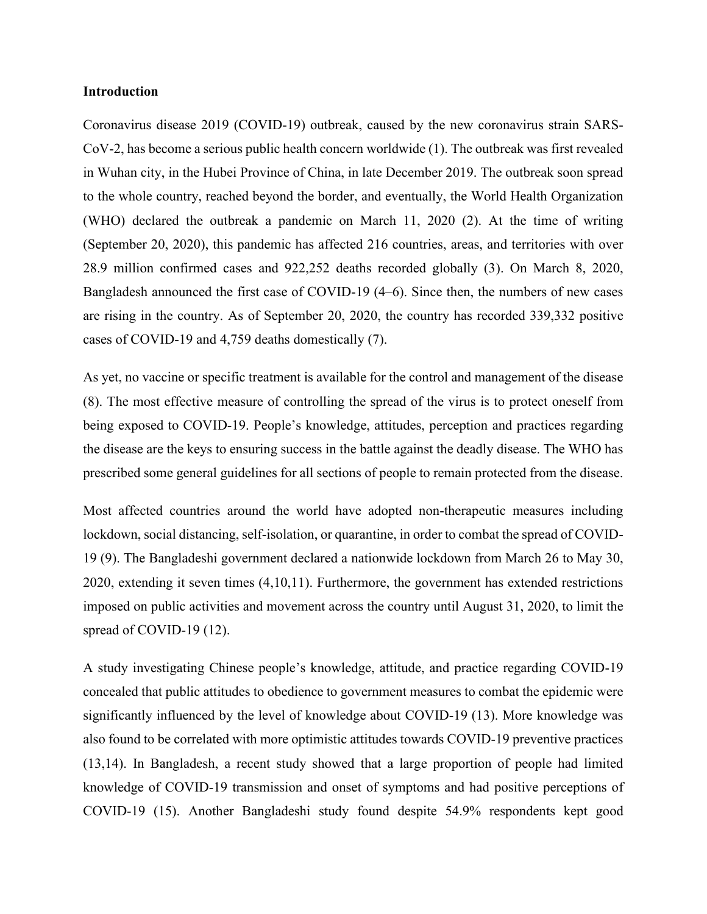## Introduction

Coronavirus disease 2019 (COVID-19) outbreak, caused by the new coronavirus strain SARS-CoV-2, has become a serious public health concern worldwide (1). The outbreak was first revealed in Wuhan city, in the Hubei Province of China, in late December 2019. The outbreak soon spread to the whole country, reached beyond the border, and eventually, the World Health Organization (WHO) declared the outbreak a pandemic on March 11, 2020 (2). At the time of writing (September 20, 2020), this pandemic has affected 216 countries, areas, and territories with over 28.9 million confirmed cases and 922,252 deaths recorded globally (3). On March 8, 2020, Bangladesh announced the first case of COVID-19 (4–6). Since then, the numbers of new cases are rising in the country. As of September 20, 2020, the country has recorded 339,332 positive cases of COVID-19 and 4,759 deaths domestically (7).

As yet, no vaccine or specific treatment is available for the control and management of the disease (8). The most effective measure of controlling the spread of the virus is to protect oneself from being exposed to COVID-19. People's knowledge, attitudes, perception and practices regarding the disease are the keys to ensuring success in the battle against the deadly disease. The WHO has prescribed some general guidelines for all sections of people to remain protected from the disease.

Most affected countries around the world have adopted non-therapeutic measures including lockdown, social distancing, self-isolation, or quarantine, in order to combat the spread of COVID-19 (9). The Bangladeshi government declared a nationwide lockdown from March 26 to May 30, 2020, extending it seven times (4,10,11). Furthermore, the government has extended restrictions imposed on public activities and movement across the country until August 31, 2020, to limit the spread of COVID-19 (12).

A study investigating Chinese people's knowledge, attitude, and practice regarding COVID-19 concealed that public attitudes to obedience to government measures to combat the epidemic were significantly influenced by the level of knowledge about COVID-19 (13). More knowledge was also found to be correlated with more optimistic attitudes towards COVID-19 preventive practices (13,14). In Bangladesh, a recent study showed that a large proportion of people had limited knowledge of COVID-19 transmission and onset of symptoms and had positive perceptions of COVID-19 (15). Another Bangladeshi study found despite 54.9% respondents kept good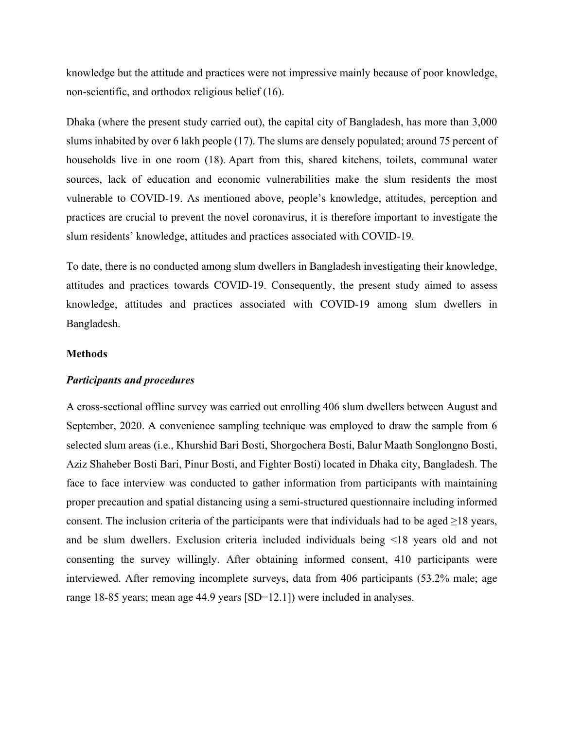knowledge but the attitude and practices were not impressive mainly because of poor knowledge, non-scientific, and orthodox religious belief (16).

Dhaka (where the present study carried out), the capital city of Bangladesh, has more than 3,000 slums inhabited by over 6 lakh people (17). The slums are densely populated; around 75 percent of households live in one room (18). Apart from this, shared kitchens, toilets, communal water sources, lack of education and economic vulnerabilities make the slum residents the most vulnerable to COVID-19. As mentioned above, people's knowledge, attitudes, perception and practices are crucial to prevent the novel coronavirus, it is therefore important to investigate the slum residents' knowledge, attitudes and practices associated with COVID-19.

To date, there is no conducted among slum dwellers in Bangladesh investigating their knowledge, attitudes and practices towards COVID-19. Consequently, the present study aimed to assess knowledge, attitudes and practices associated with COVID-19 among slum dwellers in Bangladesh.

## Methods

### *Participants and procedures*

A cross-sectional offline survey was carried out enrolling 406 slum dwellers between August and September, 2020. A convenience sampling technique was employed to draw the sample from 6 selected slum areas (i.e., Khurshid Bari Bosti, Shorgochera Bosti, Balur Maath Songlongno Bosti, Aziz Shaheber Bosti Bari, Pinur Bosti, and Fighter Bosti) located in Dhaka city, Bangladesh. The face to face interview was conducted to gather information from participants with maintaining proper precaution and spatial distancing using a semi-structured questionnaire including informed consent. The inclusion criteria of the participants were that individuals had to be aged ≥18 years, and be slum dwellers. Exclusion criteria included individuals being <18 years old and not consenting the survey willingly. After obtaining informed consent, 410 participants were interviewed. After removing incomplete surveys, data from 406 participants (53.2% male; age range 18-85 years; mean age 44.9 years [SD=12.1]) were included in analyses.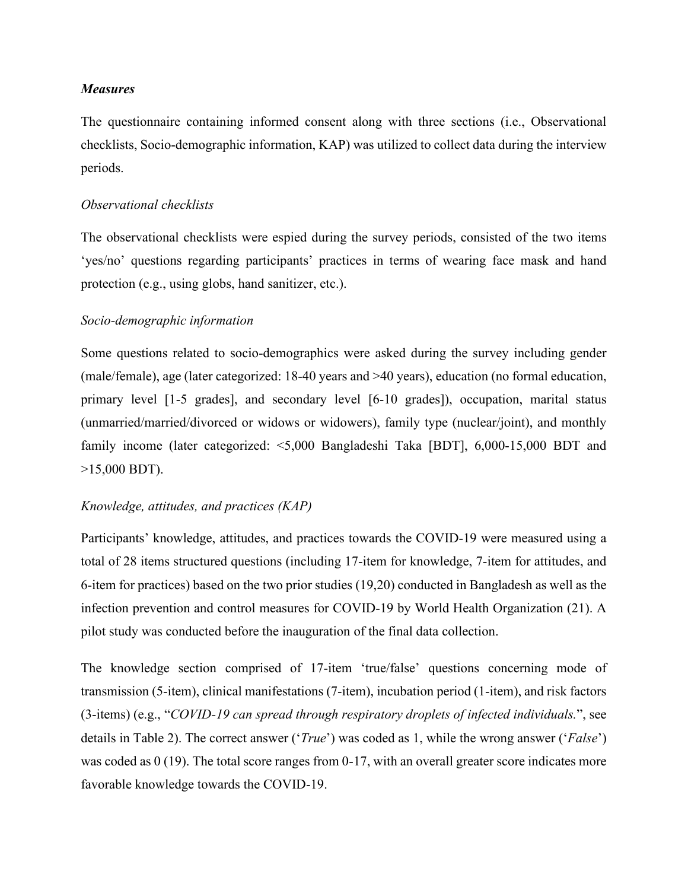***Measures***

The questionnaire containing informed consent along with three sections (i.e., Observational checklists, Socio-demographic information, KAP) was utilized to collect data during the interview periods.

*Observational checklists*

The observational checklists were espied during the survey periods, consisted of the two items 'yes/no' questions regarding participants' practices in terms of wearing face mask and hand protection (e.g., using globs, hand sanitizer, etc.).

*Socio-demographic information*

Some questions related to socio-demographics were asked during the survey including gender (male/female), age (later categorized: 18-40 years and >40 years), education (no formal education, primary level [1-5 grades], and secondary level [6-10 grades]), occupation, marital status (unmarried/married/divorced or widows or widowers), family type (nuclear/joint), and monthly family income (later categorized: <5,000 Bangladeshi Taka [BDT], 6,000-15,000 BDT and >15,000 BDT).

*Knowledge, attitudes, and practices (KAP)*

Participants' knowledge, attitudes, and practices towards the COVID-19 were measured using a total of 28 items structured questions (including 17-item for knowledge, 7-item for attitudes, and 6-item for practices) based on the two prior studies (19,20) conducted in Bangladesh as well as the infection prevention and control measures for COVID-19 by World Health Organization (21). A pilot study was conducted before the inauguration of the final data collection.

The knowledge section comprised of 17-item 'true/false' questions concerning mode of transmission (5-item), clinical manifestations (7-item), incubation period (1-item), and risk factors (3-items) (e.g., "*COVID-19 can spread through respiratory droplets of infected individuals.*", see details in Table 2). The correct answer ('*True*') was coded as 1, while the wrong answer ('*False*') was coded as 0 (19). The total score ranges from 0-17, with an overall greater score indicates more favorable knowledge towards the COVID-19.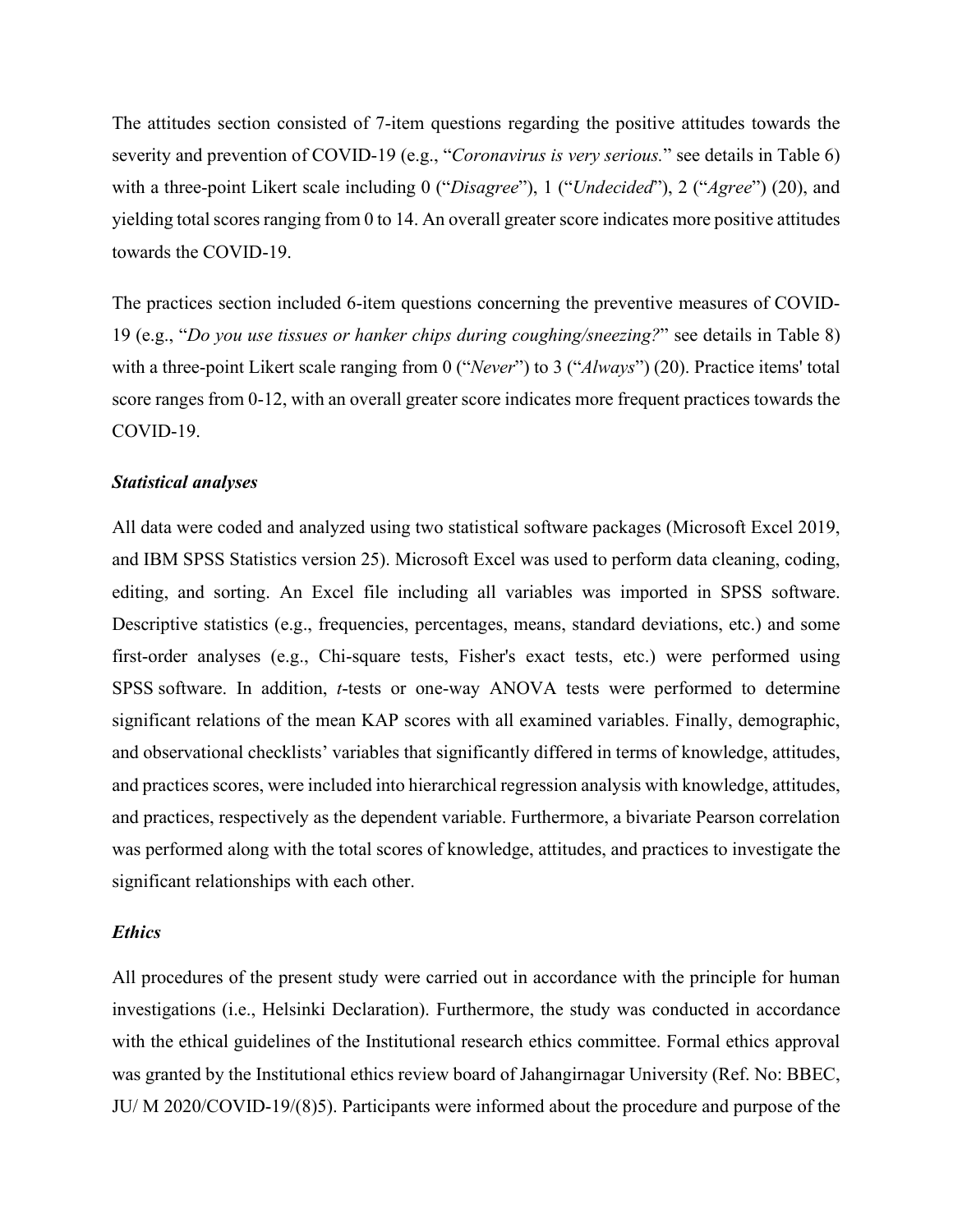The attitudes section consisted of 7-item questions regarding the positive attitudes towards the severity and prevention of COVID-19 (e.g., "*Coronavirus is very serious.*" see details in Table 6) with a three-point Likert scale including 0 ("*Disagree*"), 1 ("*Undecided*"), 2 ("*Agree*") (20), and yielding total scores ranging from 0 to 14. An overall greater score indicates more positive attitudes towards the COVID-19.

The practices section included 6-item questions concerning the preventive measures of COVID-19 (e.g., "*Do you use tissues or hanker chips during coughing/sneezing?*" see details in Table 8) with a three-point Likert scale ranging from 0 ("*Never*") to 3 ("*Always*") (20). Practice items' total score ranges from 0-12, with an overall greater score indicates more frequent practices towards the COVID-19.

### *Statistical analyses*

All data were coded and analyzed using two statistical software packages (Microsoft Excel 2019, and IBM SPSS Statistics version 25). Microsoft Excel was used to perform data cleaning, coding, editing, and sorting. An Excel file including all variables was imported in SPSS software. Descriptive statistics (e.g., frequencies, percentages, means, standard deviations, etc.) and some first-order analyses (e.g., Chi-square tests, Fisher's exact tests, etc.) were performed using SPSS software. In addition, *t*-tests or one-way ANOVA tests were performed to determine significant relations of the mean KAP scores with all examined variables. Finally, demographic, and observational checklists' variables that significantly differed in terms of knowledge, attitudes, and practices scores, were included into hierarchical regression analysis with knowledge, attitudes, and practices, respectively as the dependent variable. Furthermore, a bivariate Pearson correlation was performed along with the total scores of knowledge, attitudes, and practices to investigate the significant relationships with each other.

### *Ethics*

All procedures of the present study were carried out in accordance with the principle for human investigations (i.e., Helsinki Declaration). Furthermore, the study was conducted in accordance with the ethical guidelines of the Institutional research ethics committee. Formal ethics approval was granted by the Institutional ethics review board of Jahangirnagar University (Ref. No: BBEC, JU/ M 2020/COVID-19/(8)5). Participants were informed about the procedure and purpose of the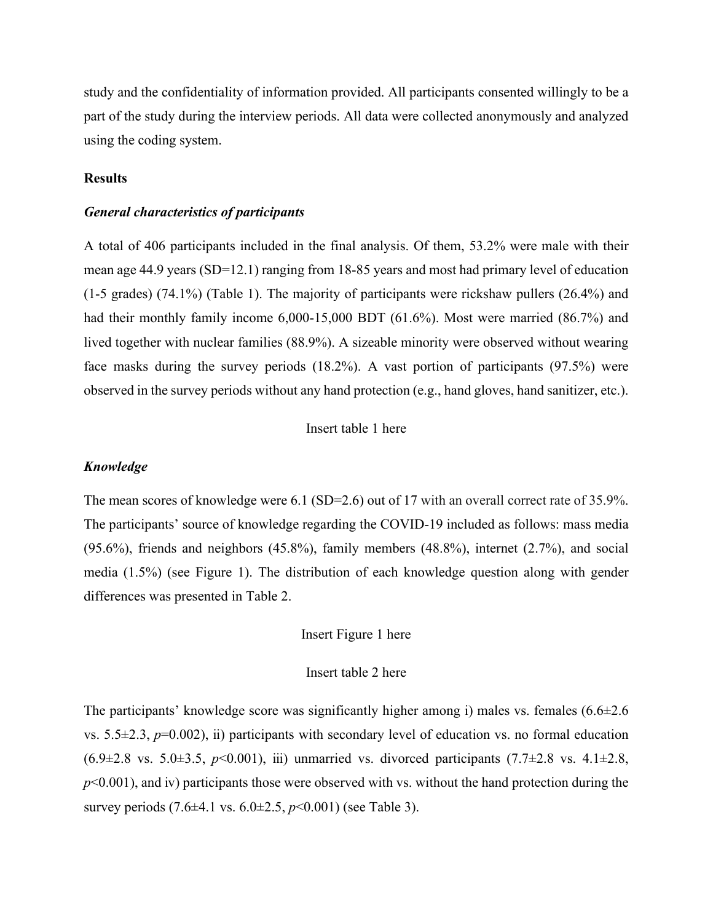study and the confidentiality of information provided. All participants consented willingly to be a part of the study during the interview periods. All data were collected anonymously and analyzed using the coding system.

## Results

### *General characteristics of participants*

A total of 406 participants included in the final analysis. Of them, 53.2% were male with their mean age 44.9 years (SD=12.1) ranging from 18-85 years and most had primary level of education (1-5 grades) (74.1%) (Table 1). The majority of participants were rickshaw pullers (26.4%) and had their monthly family income 6,000-15,000 BDT (61.6%). Most were married (86.7%) and lived together with nuclear families (88.9%). A sizeable minority were observed without wearing face masks during the survey periods (18.2%). A vast portion of participants (97.5%) were observed in the survey periods without any hand protection (e.g., hand gloves, hand sanitizer, etc.).

Insert table 1 here

### *Knowledge*

The mean scores of knowledge were 6.1 (SD=2.6) out of 17 with an overall correct rate of 35.9%. The participants' source of knowledge regarding the COVID-19 included as follows: mass media (95.6%), friends and neighbors (45.8%), family members (48.8%), internet (2.7%), and social media (1.5%) (see Figure 1). The distribution of each knowledge question along with gender differences was presented in Table 2.

Insert Figure 1 here

Insert table 2 here

The participants' knowledge score was significantly higher among i) males vs. females (6.6±2.6 vs. 5.5±2.3, $p$=0.002), ii) participants with secondary level of education vs. no formal education (6.9±2.8 vs. 5.0±3.5, $p$<0.001), iii) unmarried vs. divorced participants (7.7±2.8 vs. 4.1±2.8, $p$<0.001), and iv) participants those were observed with vs. without the hand protection during the survey periods (7.6±4.1 vs. 6.0±2.5, $p$<0.001) (see Table 3).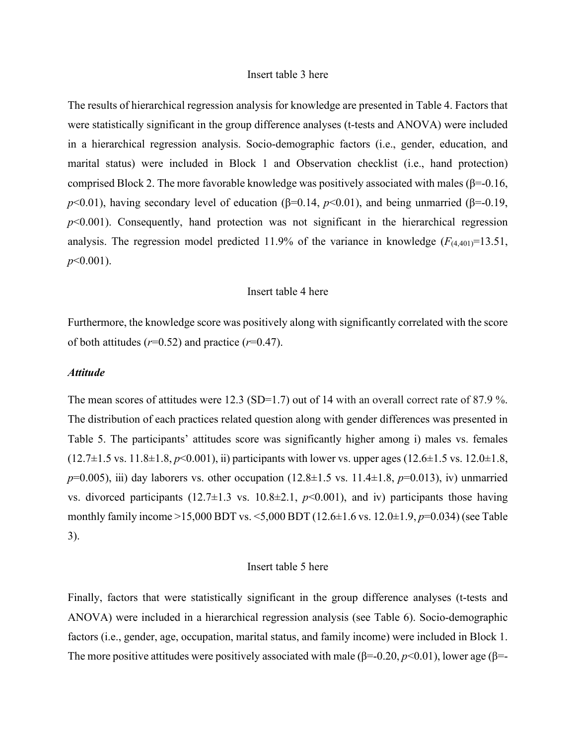Insert table 3 here

The results of hierarchical regression analysis for knowledge are presented in Table 4. Factors that were statistically significant in the group difference analyses (t-tests and ANOVA) were included in a hierarchical regression analysis. Socio-demographic factors (i.e., gender, education, and marital status) were included in Block 1 and Observation checklist (i.e., hand protection) comprised Block 2. The more favorable knowledge was positively associated with males (β=-0.16, $p<0.01$), having secondary level of education (β=0.14, $p<0.01$), and being unmarried (β=-0.19, $p<0.001$). Consequently, hand protection was not significant in the hierarchical regression analysis. The regression model predicted 11.9% of the variance in knowledge ($F_{(4,401)}=13.51$, $p<0.001$).

Insert table 4 here

Furthermore, the knowledge score was positively along with significantly correlated with the score of both attitudes ($r=0.52$) and practice ($r=0.47$).

***Attitude***

The mean scores of attitudes were 12.3 (SD=1.7) out of 14 with an overall correct rate of 87.9 %. The distribution of each practices related question along with gender differences was presented in Table 5. The participants' attitudes score was significantly higher among i) males vs. females (12.7±1.5 vs. 11.8±1.8, $p<0.001$), ii) participants with lower vs. upper ages (12.6±1.5 vs. 12.0±1.8, $p=0.005$), iii) day laborers vs. other occupation (12.8±1.5 vs. 11.4±1.8, $p=0.013$), iv) unmarried vs. divorced participants (12.7±1.3 vs. 10.8±2.1, $p<0.001$), and iv) participants those having monthly family income >15,000 BDT vs. <5,000 BDT (12.6±1.6 vs. 12.0±1.9, $p=0.034$) (see Table 3).

Insert table 5 here

Finally, factors that were statistically significant in the group difference analyses (t-tests and ANOVA) were included in a hierarchical regression analysis (see Table 6). Socio-demographic factors (i.e., gender, age, occupation, marital status, and family income) were included in Block 1. The more positive attitudes were positively associated with male (β=-0.20, $p<0.01$), lower age (β=-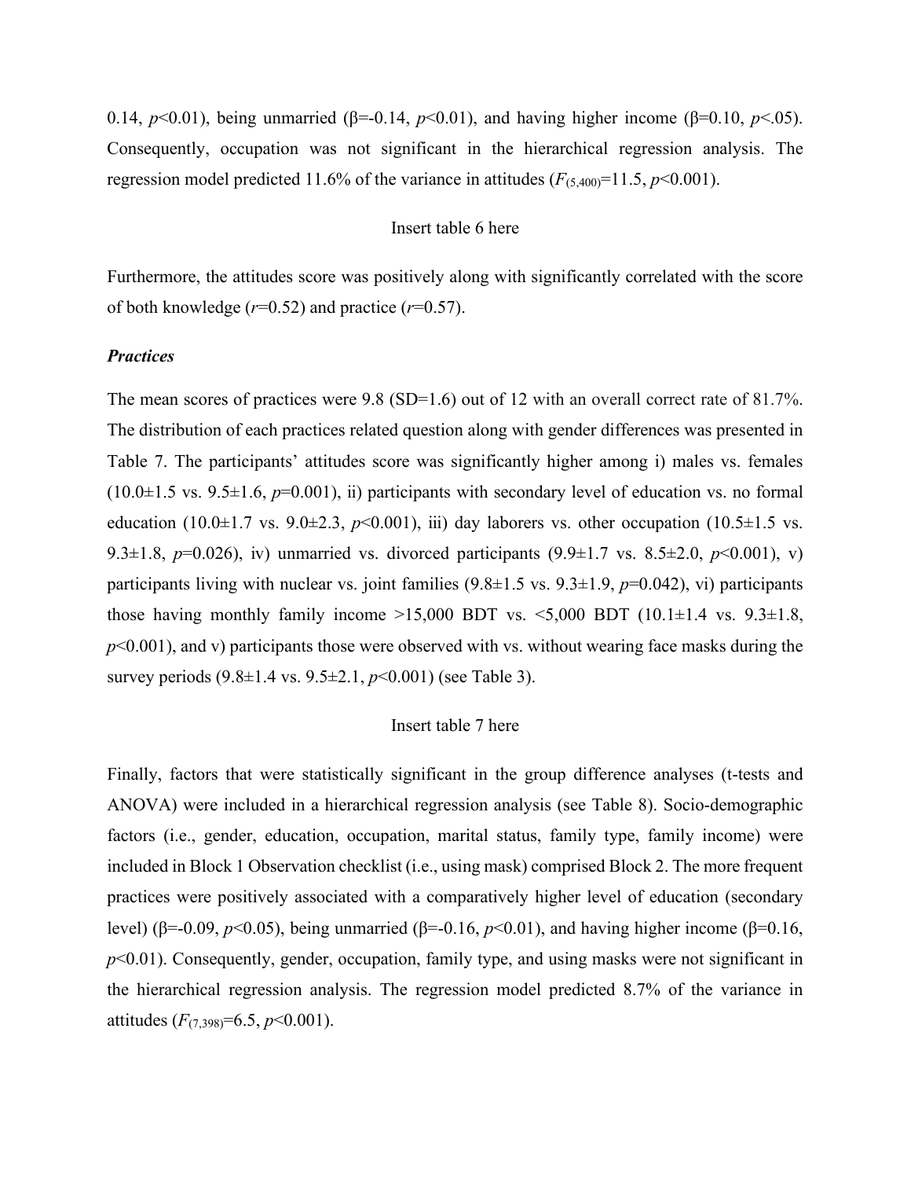0.14, $p<0.01$), being unmarried ($\beta=-0.14$, $p<0.01$), and having higher income ($\beta=0.10$, $p<.05$). Consequently, occupation was not significant in the hierarchical regression analysis. The regression model predicted 11.6% of the variance in attitudes ($F_{(5,400)}=11.5$, $p<0.001$).

Insert table 6 here

Furthermore, the attitudes score was positively along with significantly correlated with the score of both knowledge ($r=0.52$) and practice ($r=0.57$).

***Practices***

The mean scores of practices were 9.8 (SD=1.6) out of 12 with an overall correct rate of 81.7%. The distribution of each practices related question along with gender differences was presented in Table 7. The participants' attitudes score was significantly higher among i) males vs. females (10.0±1.5 vs. 9.5±1.6, $p=0.001$), ii) participants with secondary level of education vs. no formal education (10.0±1.7 vs. 9.0±2.3, $p<0.001$), iii) day laborers vs. other occupation (10.5±1.5 vs. 9.3±1.8, $p=0.026$), iv) unmarried vs. divorced participants (9.9±1.7 vs. 8.5±2.0, $p<0.001$), v) participants living with nuclear vs. joint families (9.8±1.5 vs. 9.3±1.9, $p=0.042$), vi) participants those having monthly family income >15,000 BDT vs. <5,000 BDT (10.1±1.4 vs. 9.3±1.8, $p<0.001$), and v) participants those were observed with vs. without wearing face masks during the survey periods (9.8±1.4 vs. 9.5±2.1, $p<0.001$) (see Table 3).

Insert table 7 here

Finally, factors that were statistically significant in the group difference analyses (t-tests and ANOVA) were included in a hierarchical regression analysis (see Table 8). Socio-demographic factors (i.e., gender, education, occupation, marital status, family type, family income) were included in Block 1 Observation checklist (i.e., using mask) comprised Block 2. The more frequent practices were positively associated with a comparatively higher level of education (secondary level) ($\beta=-0.09$, $p<0.05$), being unmarried ($\beta=-0.16$, $p<0.01$), and having higher income ($\beta=0.16$, $p<0.01$). Consequently, gender, occupation, family type, and using masks were not significant in the hierarchical regression analysis. The regression model predicted 8.7% of the variance in attitudes ($F_{(7,398)}=6.5$, $p<0.001$).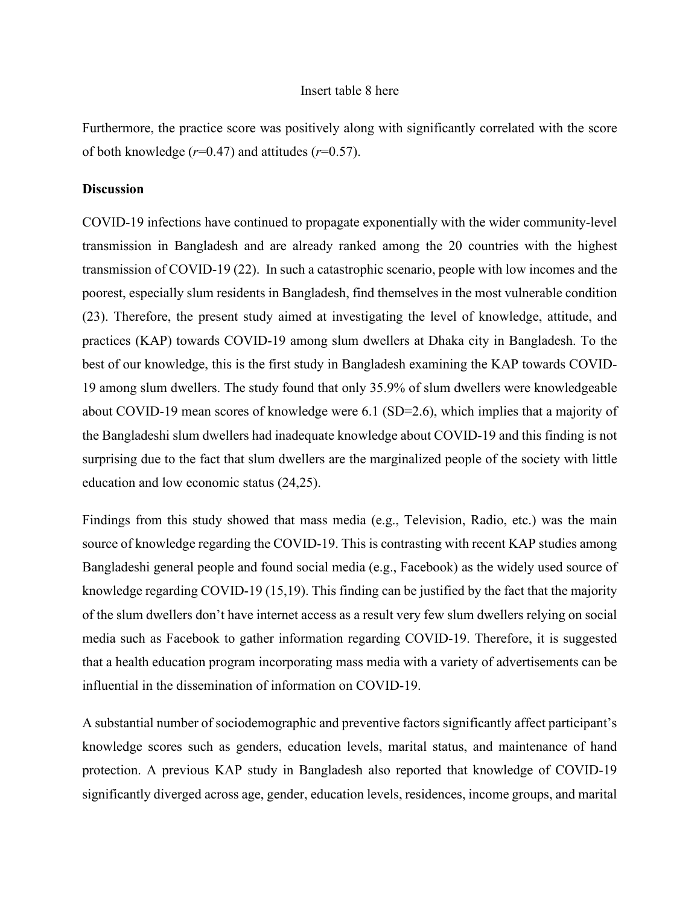Insert table 8 here

Furthermore, the practice score was positively along with significantly correlated with the score of both knowledge ($r$=0.47) and attitudes ($r$=0.57).

**Discussion**

COVID-19 infections have continued to propagate exponentially with the wider community-level transmission in Bangladesh and are already ranked among the 20 countries with the highest transmission of COVID-19 (22). In such a catastrophic scenario, people with low incomes and the poorest, especially slum residents in Bangladesh, find themselves in the most vulnerable condition (23). Therefore, the present study aimed at investigating the level of knowledge, attitude, and practices (KAP) towards COVID-19 among slum dwellers at Dhaka city in Bangladesh. To the best of our knowledge, this is the first study in Bangladesh examining the KAP towards COVID-19 among slum dwellers. The study found that only 35.9% of slum dwellers were knowledgeable about COVID-19 mean scores of knowledge were 6.1 (SD=2.6), which implies that a majority of the Bangladeshi slum dwellers had inadequate knowledge about COVID-19 and this finding is not surprising due to the fact that slum dwellers are the marginalized people of the society with little education and low economic status (24,25).

Findings from this study showed that mass media (e.g., Television, Radio, etc.) was the main source of knowledge regarding the COVID-19. This is contrasting with recent KAP studies among Bangladeshi general people and found social media (e.g., Facebook) as the widely used source of knowledge regarding COVID-19 (15,19). This finding can be justified by the fact that the majority of the slum dwellers don't have internet access as a result very few slum dwellers relying on social media such as Facebook to gather information regarding COVID-19. Therefore, it is suggested that a health education program incorporating mass media with a variety of advertisements can be influential in the dissemination of information on COVID-19.

A substantial number of sociodemographic and preventive factors significantly affect participant's knowledge scores such as genders, education levels, marital status, and maintenance of hand protection. A previous KAP study in Bangladesh also reported that knowledge of COVID-19 significantly diverged across age, gender, education levels, residences, income groups, and marital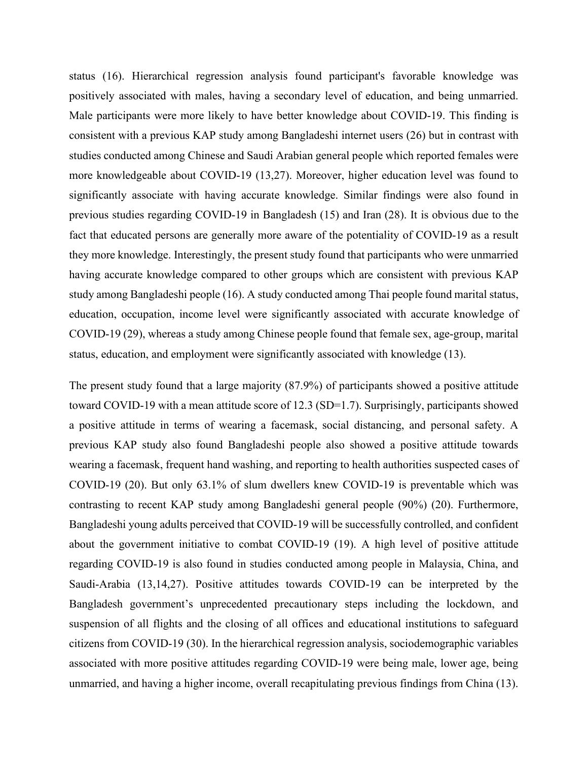status (16). Hierarchical regression analysis found participant's favorable knowledge was positively associated with males, having a secondary level of education, and being unmarried. Male participants were more likely to have better knowledge about COVID-19. This finding is consistent with a previous KAP study among Bangladeshi internet users (26) but in contrast with studies conducted among Chinese and Saudi Arabian general people which reported females were more knowledgeable about COVID-19 (13,27). Moreover, higher education level was found to significantly associate with having accurate knowledge. Similar findings were also found in previous studies regarding COVID-19 in Bangladesh (15) and Iran (28). It is obvious due to the fact that educated persons are generally more aware of the potentiality of COVID-19 as a result they more knowledge. Interestingly, the present study found that participants who were unmarried having accurate knowledge compared to other groups which are consistent with previous KAP study among Bangladeshi people (16). A study conducted among Thai people found marital status, education, occupation, income level were significantly associated with accurate knowledge of COVID-19 (29), whereas a study among Chinese people found that female sex, age-group, marital status, education, and employment were significantly associated with knowledge (13).

The present study found that a large majority (87.9%) of participants showed a positive attitude toward COVID-19 with a mean attitude score of 12.3 (SD=1.7). Surprisingly, participants showed a positive attitude in terms of wearing a facemask, social distancing, and personal safety. A previous KAP study also found Bangladeshi people also showed a positive attitude towards wearing a facemask, frequent hand washing, and reporting to health authorities suspected cases of COVID-19 (20). But only 63.1% of slum dwellers knew COVID-19 is preventable which was contrasting to recent KAP study among Bangladeshi general people (90%) (20). Furthermore, Bangladeshi young adults perceived that COVID-19 will be successfully controlled, and confident about the government initiative to combat COVID-19 (19). A high level of positive attitude regarding COVID-19 is also found in studies conducted among people in Malaysia, China, and Saudi-Arabia (13,14,27). Positive attitudes towards COVID-19 can be interpreted by the Bangladesh government's unprecedented precautionary steps including the lockdown, and suspension of all flights and the closing of all offices and educational institutions to safeguard citizens from COVID-19 (30). In the hierarchical regression analysis, sociodemographic variables associated with more positive attitudes regarding COVID-19 were being male, lower age, being unmarried, and having a higher income, overall recapitulating previous findings from China (13).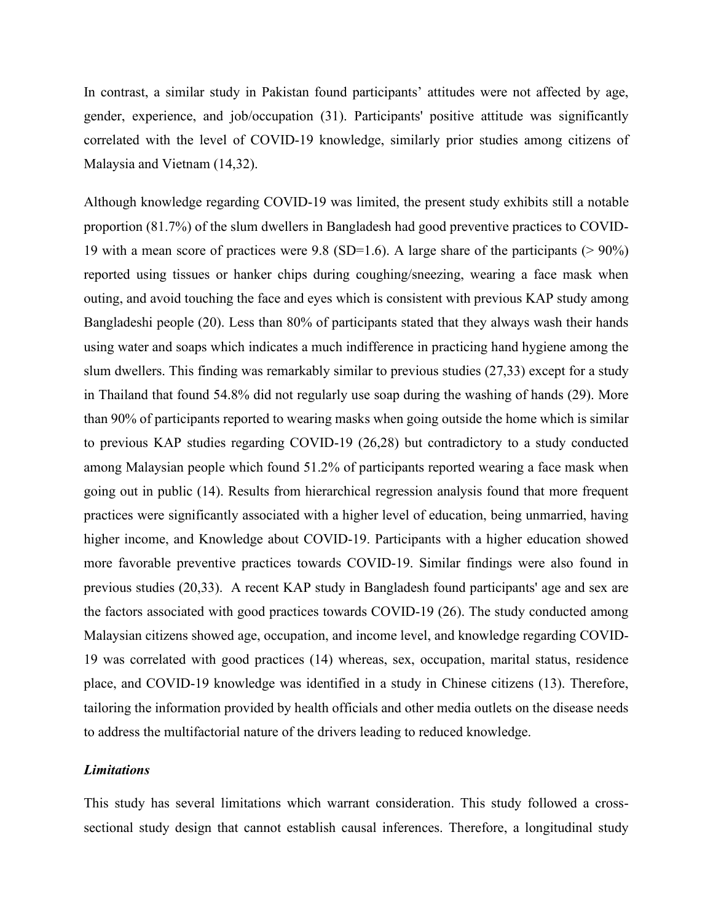In contrast, a similar study in Pakistan found participants' attitudes were not affected by age, gender, experience, and job/occupation (31). Participants' positive attitude was significantly correlated with the level of COVID-19 knowledge, similarly prior studies among citizens of Malaysia and Vietnam (14,32).

Although knowledge regarding COVID-19 was limited, the present study exhibits still a notable proportion (81.7%) of the slum dwellers in Bangladesh had good preventive practices to COVID-19 with a mean score of practices were 9.8 (SD=1.6). A large share of the participants (> 90%) reported using tissues or hanker chips during coughing/sneezing, wearing a face mask when outing, and avoid touching the face and eyes which is consistent with previous KAP study among Bangladeshi people (20). Less than 80% of participants stated that they always wash their hands using water and soaps which indicates a much indifference in practicing hand hygiene among the slum dwellers. This finding was remarkably similar to previous studies (27,33) except for a study in Thailand that found 54.8% did not regularly use soap during the washing of hands (29). More than 90% of participants reported to wearing masks when going outside the home which is similar to previous KAP studies regarding COVID-19 (26,28) but contradictory to a study conducted among Malaysian people which found 51.2% of participants reported wearing a face mask when going out in public (14). Results from hierarchical regression analysis found that more frequent practices were significantly associated with a higher level of education, being unmarried, having higher income, and Knowledge about COVID-19. Participants with a higher education showed more favorable preventive practices towards COVID-19. Similar findings were also found in previous studies (20,33). A recent KAP study in Bangladesh found participants' age and sex are the factors associated with good practices towards COVID-19 (26). The study conducted among Malaysian citizens showed age, occupation, and income level, and knowledge regarding COVID-19 was correlated with good practices (14) whereas, sex, occupation, marital status, residence place, and COVID-19 knowledge was identified in a study in Chinese citizens (13). Therefore, tailoring the information provided by health officials and other media outlets on the disease needs to address the multifactorial nature of the drivers leading to reduced knowledge.

***Limitations***

This study has several limitations which warrant consideration. This study followed a cross-sectional study design that cannot establish causal inferences. Therefore, a longitudinal study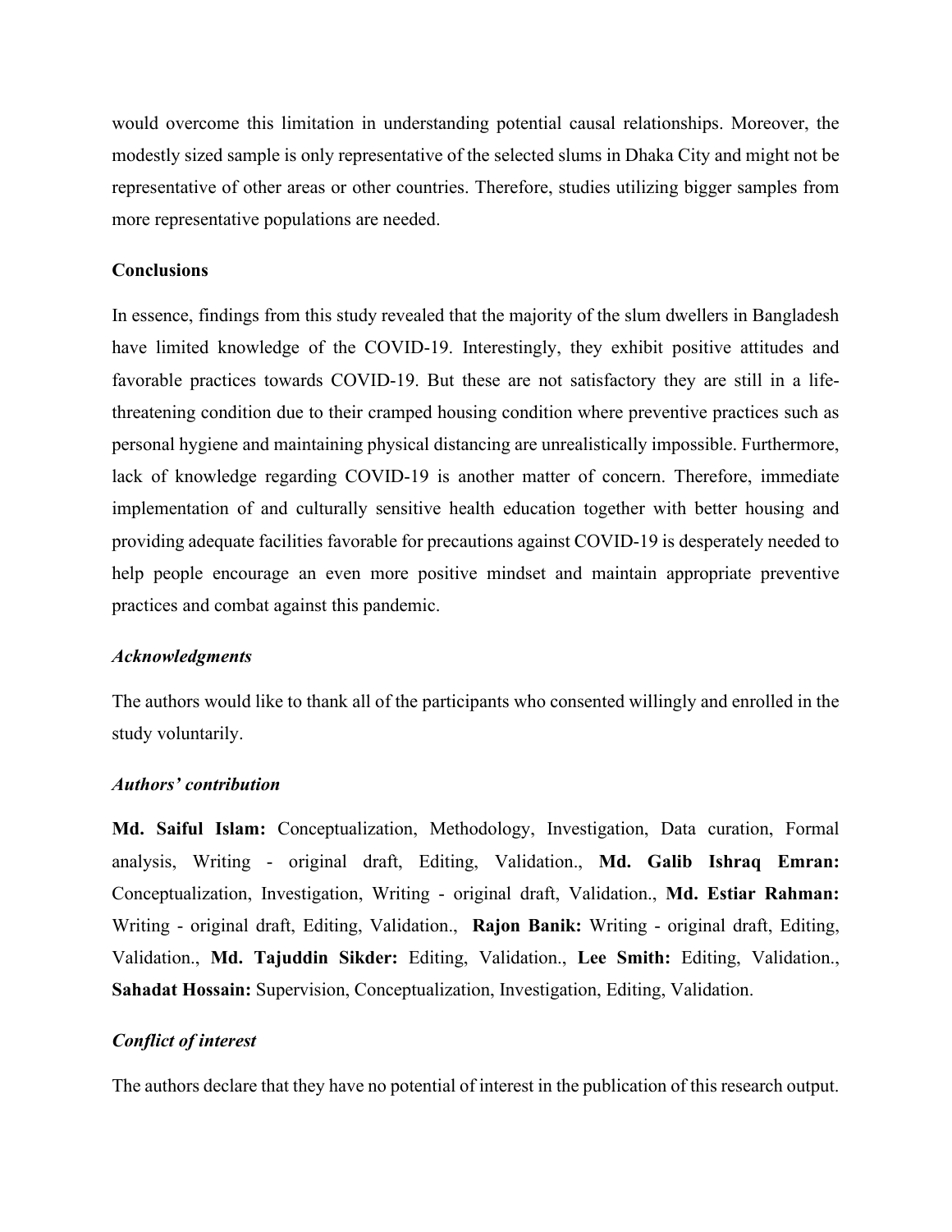would overcome this limitation in understanding potential causal relationships. Moreover, the modestly sized sample is only representative of the selected slums in Dhaka City and might not be representative of other areas or other countries. Therefore, studies utilizing bigger samples from more representative populations are needed.

**Conclusions**

In essence, findings from this study revealed that the majority of the slum dwellers in Bangladesh have limited knowledge of the COVID-19. Interestingly, they exhibit positive attitudes and favorable practices towards COVID-19. But these are not satisfactory they are still in a life-threatening condition due to their cramped housing condition where preventive practices such as personal hygiene and maintaining physical distancing are unrealistically impossible. Furthermore, lack of knowledge regarding COVID-19 is another matter of concern. Therefore, immediate implementation of and culturally sensitive health education together with better housing and providing adequate facilities favorable for precautions against COVID-19 is desperately needed to help people encourage an even more positive mindset and maintain appropriate preventive practices and combat against this pandemic.

***Acknowledgments***

The authors would like to thank all of the participants who consented willingly and enrolled in the study voluntarily.

***Authors' contribution***

**Md. Saiful Islam:** Conceptualization, Methodology, Investigation, Data curation, Formal analysis, Writing - original draft, Editing, Validation., **Md. Galib Ishraq Emran:** Conceptualization, Investigation, Writing - original draft, Validation., **Md. Estiar Rahman:** Writing - original draft, Editing, Validation., **Rajon Banik:** Writing - original draft, Editing, Validation., **Md. Tajuddin Sikder:** Editing, Validation., **Lee Smith:** Editing, Validation., **Sahadat Hossain:** Supervision, Conceptualization, Investigation, Editing, Validation.

***Conflict of interest***

The authors declare that they have no potential of interest in the publication of this research output.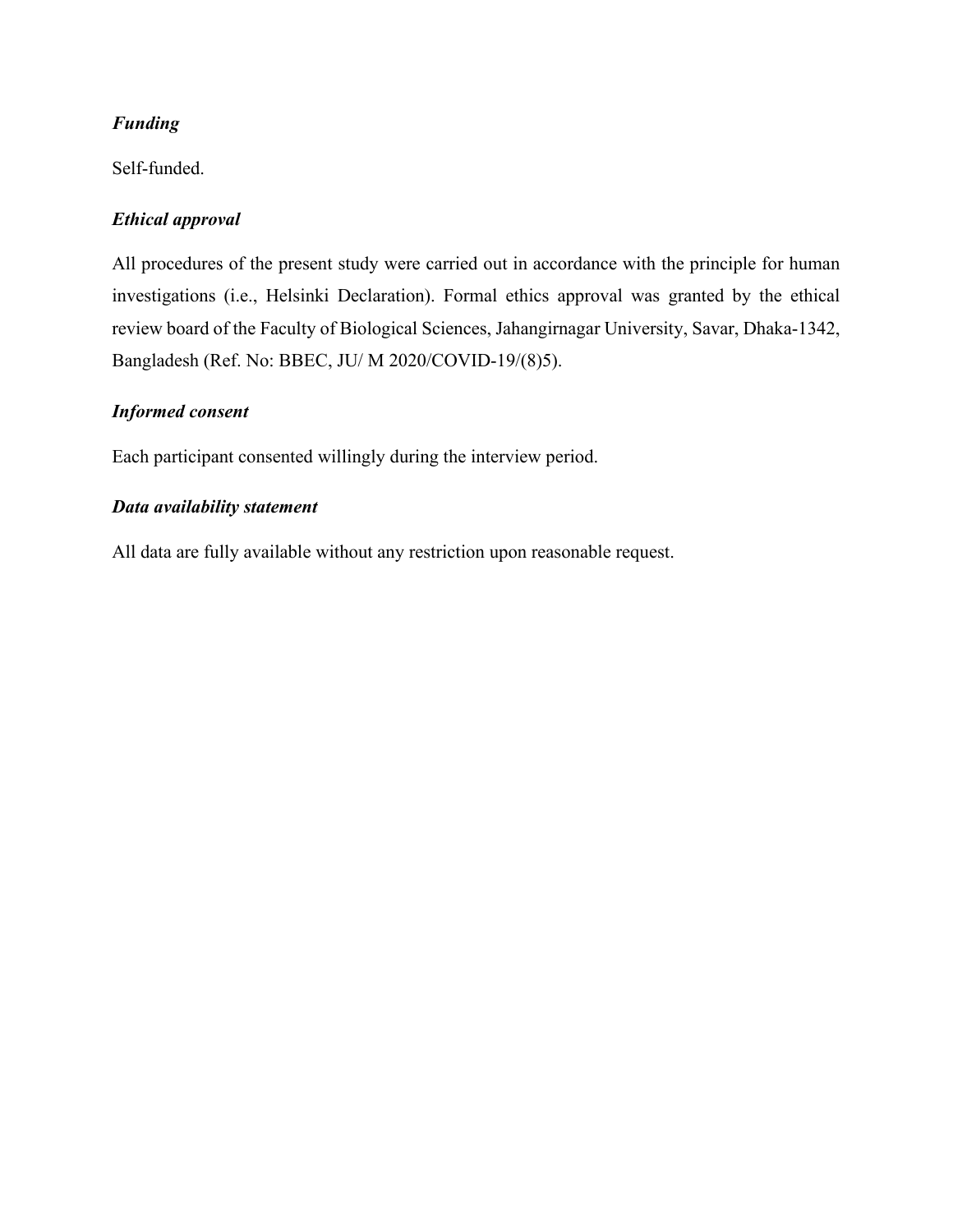***Funding***

Self-funded.

***Ethical approval***

All procedures of the present study were carried out in accordance with the principle for human investigations (i.e., Helsinki Declaration). Formal ethics approval was granted by the ethical review board of the Faculty of Biological Sciences, Jahangirnagar University, Savar, Dhaka-1342, Bangladesh (Ref. No: BBEC, JU/ M 2020/COVID-19/(8)5).

***Informed consent***

Each participant consented willingly during the interview period.

***Data availability statement***

All data are fully available without any restriction upon reasonable request.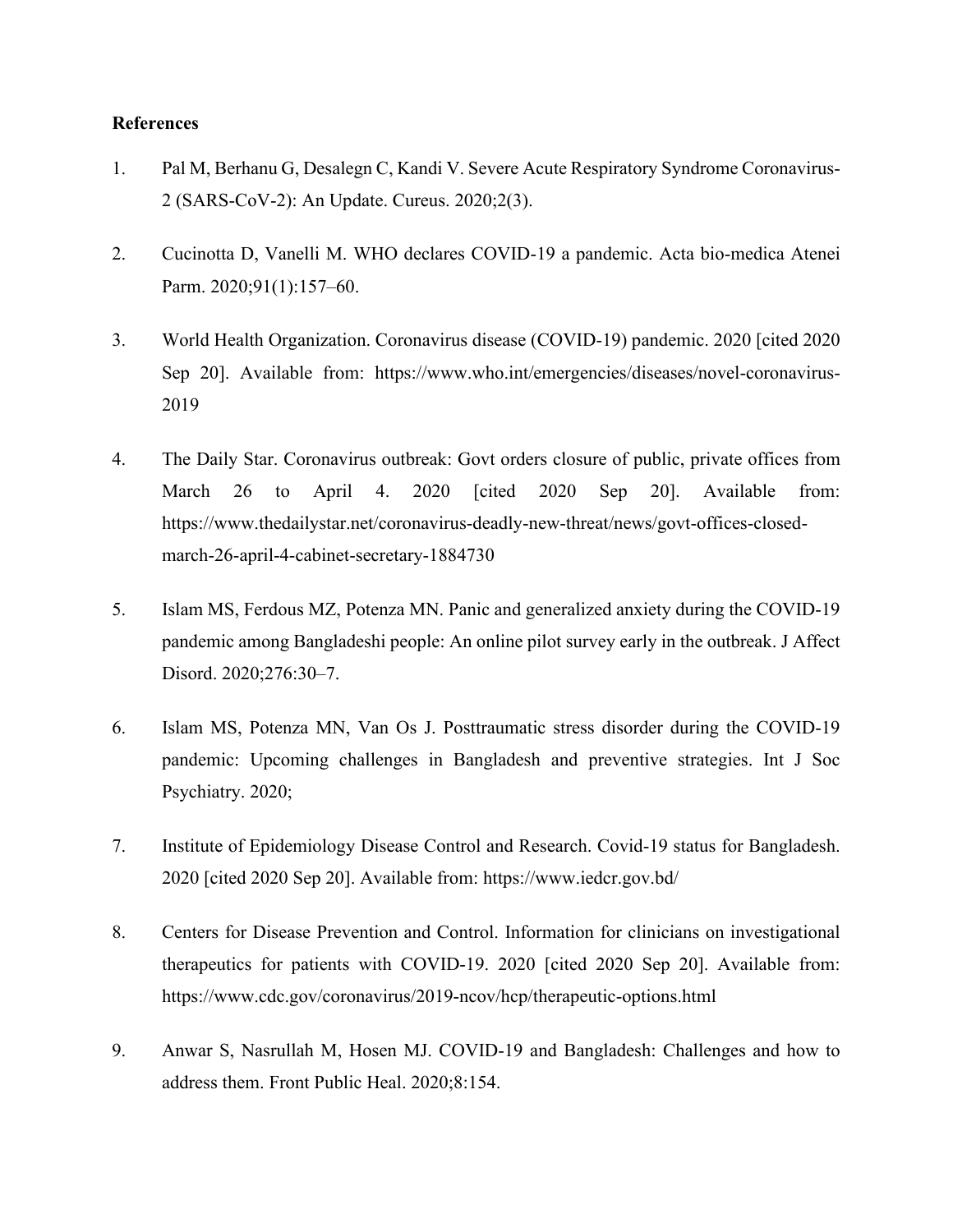**References**

1. Pal M, Berhanu G, Desalegn C, Kandi V. Severe Acute Respiratory Syndrome Coronavirus-2 (SARS-CoV-2): An Update. Cureus. 2020;2(3).

2. Cucinotta D, Vanelli M. WHO declares COVID-19 a pandemic. Acta bio-medica Atenei Parm. 2020;91(1):157–60.

3. World Health Organization. Coronavirus disease (COVID-19) pandemic. 2020 [cited 2020 Sep 20]. Available from: https://www.who.int/emergencies/diseases/novel-coronavirus-2019

4. The Daily Star. Coronavirus outbreak: Govt orders closure of public, private offices from March 26 to April 4. 2020 [cited 2020 Sep 20]. Available from: https://www.thedailystar.net/coronavirus-deadly-new-threat/news/govt-offices-closed-march-26-april-4-cabinet-secretary-1884730

5. Islam MS, Ferdous MZ, Potenza MN. Panic and generalized anxiety during the COVID-19 pandemic among Bangladeshi people: An online pilot survey early in the outbreak. J Affect Disord. 2020;276:30–7.

6. Islam MS, Potenza MN, Van Os J. Posttraumatic stress disorder during the COVID-19 pandemic: Upcoming challenges in Bangladesh and preventive strategies. Int J Soc Psychiatry. 2020;

7. Institute of Epidemiology Disease Control and Research. Covid-19 status for Bangladesh. 2020 [cited 2020 Sep 20]. Available from: https://www.iedcr.gov.bd/

8. Centers for Disease Prevention and Control. Information for clinicians on investigational therapeutics for patients with COVID-19. 2020 [cited 2020 Sep 20]. Available from: https://www.cdc.gov/coronavirus/2019-ncov/hcp/therapeutic-options.html

9. Anwar S, Nasrullah M, Hosen MJ. COVID-19 and Bangladesh: Challenges and how to address them. Front Public Heal. 2020;8:154.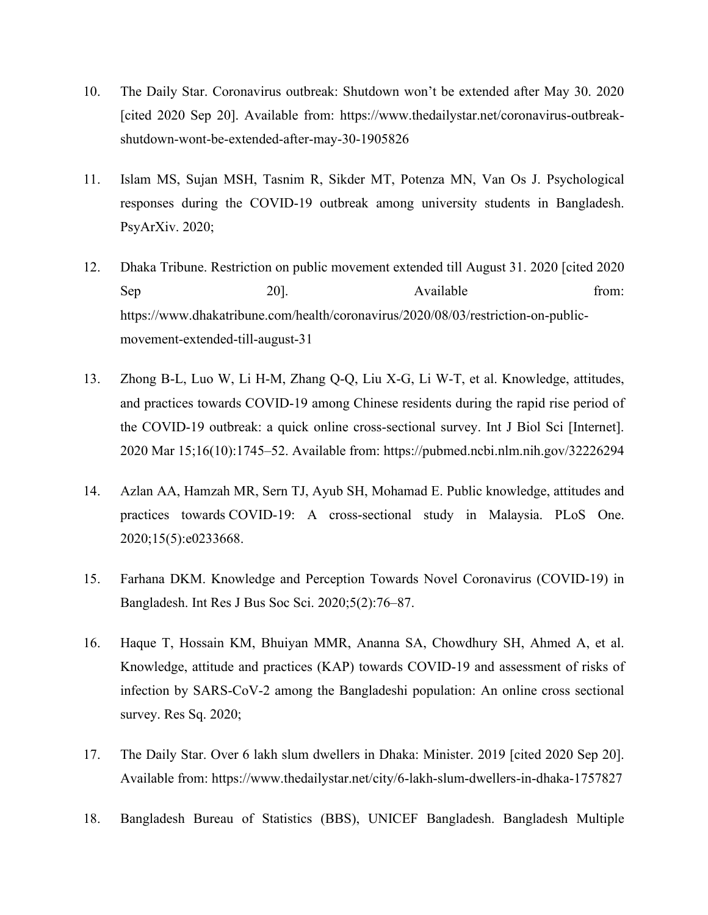10. The Daily Star. Coronavirus outbreak: Shutdown won't be extended after May 30. 2020 [cited 2020 Sep 20]. Available from: https://www.thedailystar.net/coronavirus-outbreak-shutdown-wont-be-extended-after-may-30-1905826

11. Islam MS, Sujan MSH, Tasnim R, Sikder MT, Potenza MN, Van Os J. Psychological responses during the COVID-19 outbreak among university students in Bangladesh. PsyArXiv. 2020;

12. Dhaka Tribune. Restriction on public movement extended till August 31. 2020 [cited 2020 Sep 20]. Available from: https://www.dhakatribune.com/health/coronavirus/2020/08/03/restriction-on-public-movement-extended-till-august-31

13. Zhong B-L, Luo W, Li H-M, Zhang Q-Q, Liu X-G, Li W-T, et al. Knowledge, attitudes, and practices towards COVID-19 among Chinese residents during the rapid rise period of the COVID-19 outbreak: a quick online cross-sectional survey. Int J Biol Sci [Internet]. 2020 Mar 15;16(10):1745–52. Available from: https://pubmed.ncbi.nlm.nih.gov/32226294

14. Azlan AA, Hamzah MR, Sern TJ, Ayub SH, Mohamad E. Public knowledge, attitudes and practices towards COVID-19: A cross-sectional study in Malaysia. PLoS One. 2020;15(5):e0233668.

15. Farhana DKM. Knowledge and Perception Towards Novel Coronavirus (COVID-19) in Bangladesh. Int Res J Bus Soc Sci. 2020;5(2):76–87.

16. Haque T, Hossain KM, Bhuiyan MMR, Ananna SA, Chowdhury SH, Ahmed A, et al. Knowledge, attitude and practices (KAP) towards COVID-19 and assessment of risks of infection by SARS-CoV-2 among the Bangladeshi population: An online cross sectional survey. Res Sq. 2020;

17. The Daily Star. Over 6 lakh slum dwellers in Dhaka: Minister. 2019 [cited 2020 Sep 20]. Available from: https://www.thedailystar.net/city/6-lakh-slum-dwellers-in-dhaka-1757827

18. Bangladesh Bureau of Statistics (BBS), UNICEF Bangladesh. Bangladesh Multiple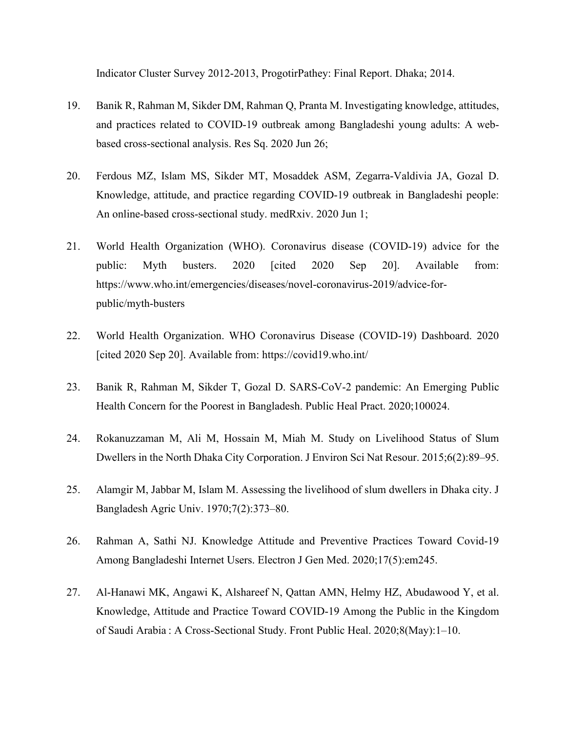Indicator Cluster Survey 2012-2013, ProgotirPathey: Final Report. Dhaka; 2014.

19. Banik R, Rahman M, Sikder DM, Rahman Q, Pranta M. Investigating knowledge, attitudes, and practices related to COVID-19 outbreak among Bangladeshi young adults: A web-based cross-sectional analysis. Res Sq. 2020 Jun 26;

20. Ferdous MZ, Islam MS, Sikder MT, Mosaddek ASM, Zegarra-Valdivia JA, Gozal D. Knowledge, attitude, and practice regarding COVID-19 outbreak in Bangladeshi people: An online-based cross-sectional study. medRxiv. 2020 Jun 1;

21. World Health Organization (WHO). Coronavirus disease (COVID-19) advice for the public: Myth busters. 2020 [cited 2020 Sep 20]. Available from: https://www.who.int/emergencies/diseases/novel-coronavirus-2019/advice-for-public/myth-busters

22. World Health Organization. WHO Coronavirus Disease (COVID-19) Dashboard. 2020 [cited 2020 Sep 20]. Available from: https://covid19.who.int/

23. Banik R, Rahman M, Sikder T, Gozal D. SARS-CoV-2 pandemic: An Emerging Public Health Concern for the Poorest in Bangladesh. Public Heal Pract. 2020;100024.

24. Rokanuzzaman M, Ali M, Hossain M, Miah M. Study on Livelihood Status of Slum Dwellers in the North Dhaka City Corporation. J Environ Sci Nat Resour. 2015;6(2):89–95.

25. Alamgir M, Jabbar M, Islam M. Assessing the livelihood of slum dwellers in Dhaka city. J Bangladesh Agric Univ. 1970;7(2):373–80.

26. Rahman A, Sathi NJ. Knowledge Attitude and Preventive Practices Toward Covid-19 Among Bangladeshi Internet Users. Electron J Gen Med. 2020;17(5):em245.

27. Al-Hanawi MK, Angawi K, Alshareef N, Qattan AMN, Helmy HZ, Abudawood Y, et al. Knowledge, Attitude and Practice Toward COVID-19 Among the Public in the Kingdom of Saudi Arabia : A Cross-Sectional Study. Front Public Heal. 2020;8(May):1–10.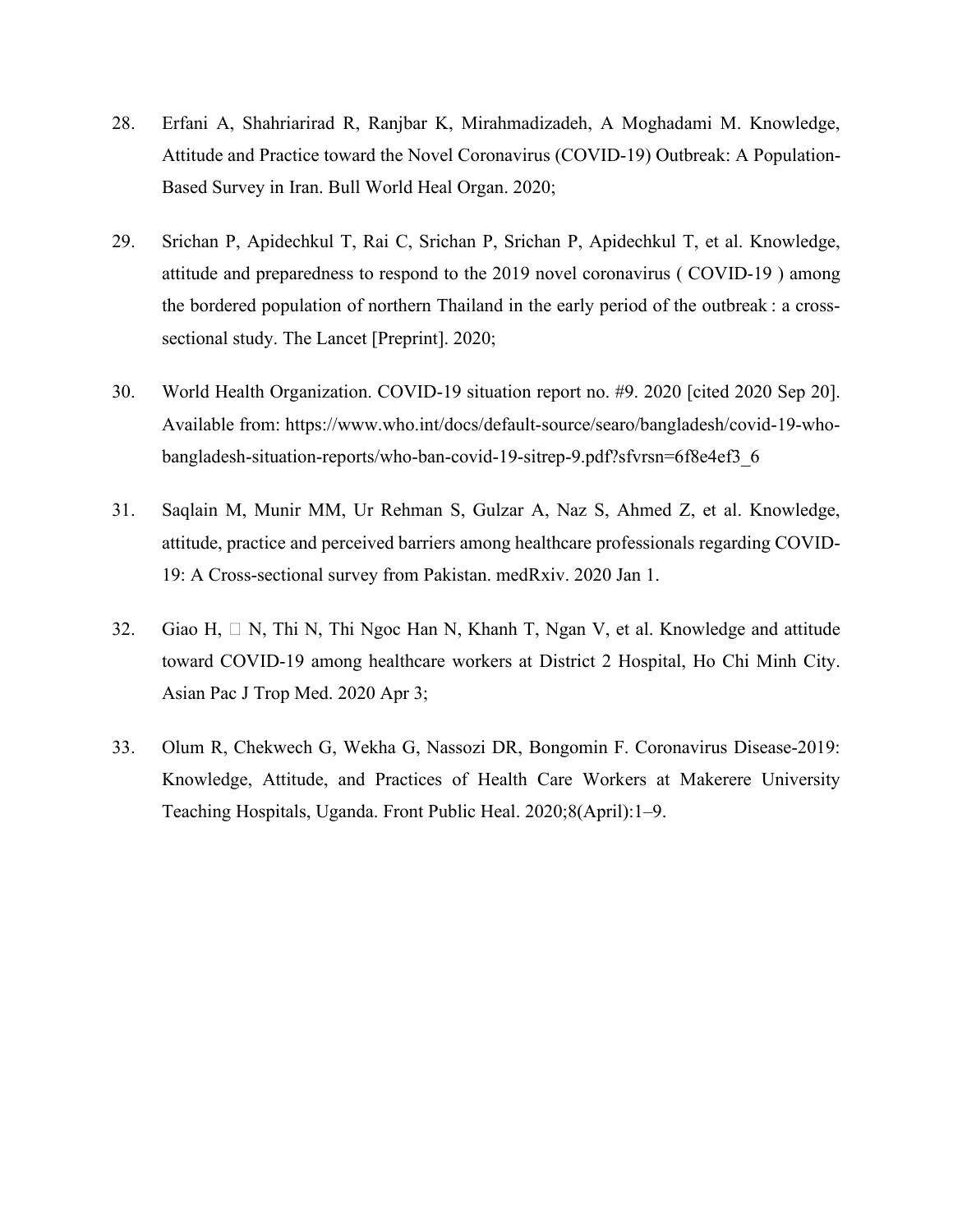28. Erfani A, Shahriarirad R, Ranjbar K, Mirahmadizadeh, A Moghadami M. Knowledge, Attitude and Practice toward the Novel Coronavirus (COVID-19) Outbreak: A Population-Based Survey in Iran. Bull World Heal Organ. 2020;

29. Srichan P, Apidechkul T, Rai C, Srichan P, Srichan P, Apidechkul T, et al. Knowledge, attitude and preparedness to respond to the 2019 novel coronavirus ( COVID-19 ) among the bordered population of northern Thailand in the early period of the outbreak : a cross-sectional study. The Lancet [Preprint]. 2020;

30. World Health Organization. COVID-19 situation report no. #9. 2020 [cited 2020 Sep 20]. Available from: https://www.who.int/docs/default-source/searo/bangladesh/covid-19-who-bangladesh-situation-reports/who-ban-covid-19-sitrep-9.pdf?sfvrsn=6f8e4ef3_6

31. Saqlain M, Munir MM, Ur Rehman S, Gulzar A, Naz S, Ahmed Z, et al. Knowledge, attitude, practice and perceived barriers among healthcare professionals regarding COVID-19: A Cross-sectional survey from Pakistan. medRxiv. 2020 Jan 1.

32. Giao H, □ N, Thi N, Thi Ngoc Han N, Khanh T, Ngan V, et al. Knowledge and attitude toward COVID-19 among healthcare workers at District 2 Hospital, Ho Chi Minh City. Asian Pac J Trop Med. 2020 Apr 3;

33. Olum R, Chekwech G, Wekha G, Nassozi DR, Bongomin F. Coronavirus Disease-2019: Knowledge, Attitude, and Practices of Health Care Workers at Makerere University Teaching Hospitals, Uganda. Front Public Heal. 2020;8(April):1–9.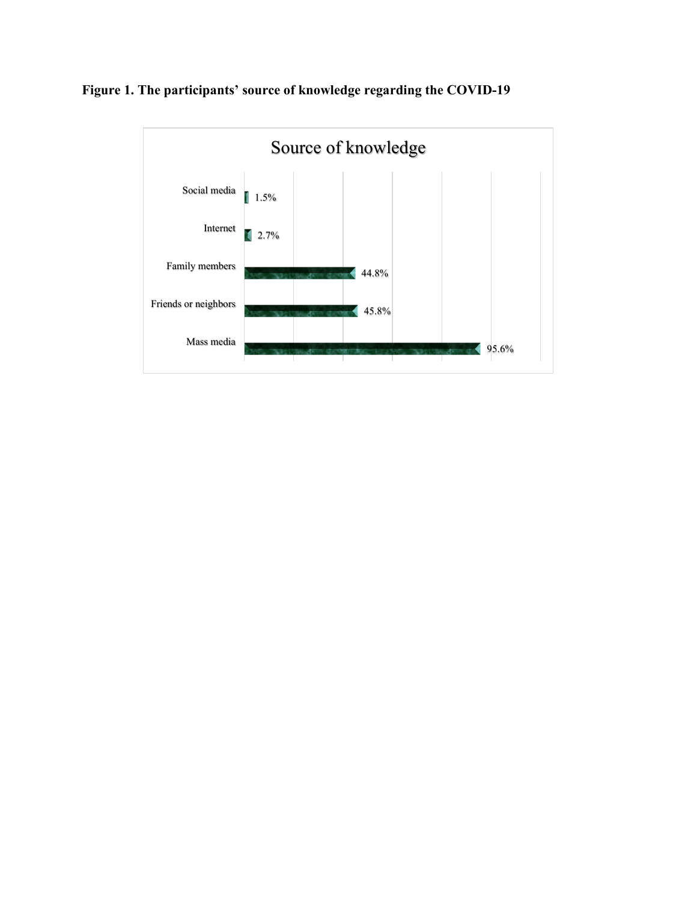**Figure 1. The participants' source of knowledge regarding the COVID-19**

Source of knowledge

| Source | Percentage |
|---|---|
| Social media | 1.5% |
| Internet | 2.7% |
| Family members | 44.8% |
| Friends or neighbors | 45.8% |
| Mass media | 95.6% |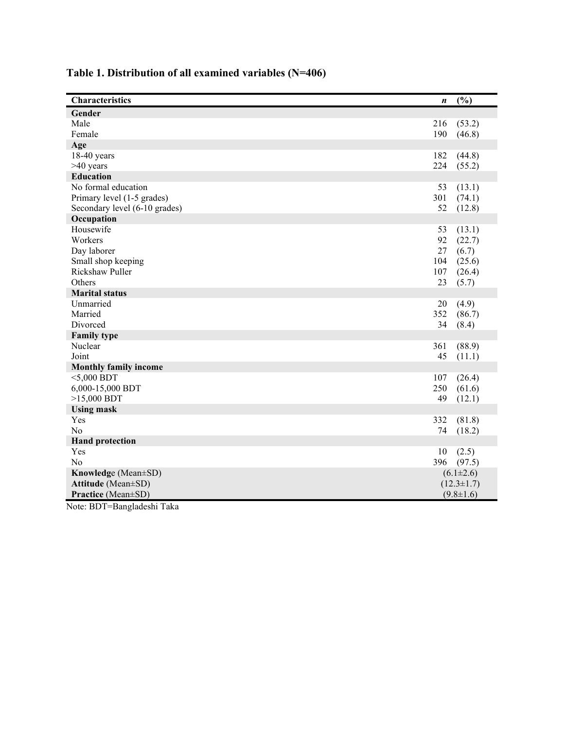**Table 1. Distribution of all examined variables (N=406)**

| Characteristics | *n* | (%) |
|---|---|---|
| **Gender** | | |
| Male | 216 | (53.2) |
| Female | 190 | (46.8) |
| **Age** | | |
| 18-40 years | 182 | (44.8) |
| >40 years | 224 | (55.2) |
| **Education** | | |
| No formal education | 53 | (13.1) |
| Primary level (1-5 grades) | 301 | (74.1) |
| Secondary level (6-10 grades) | 52 | (12.8) |
| **Occupation** | | |
| Housewife | 53 | (13.1) |
| Workers | 92 | (22.7) |
| Day laborer | 27 | (6.7) |
| Small shop keeping | 104 | (25.6) |
| Rickshaw Puller | 107 | (26.4) |
| Others | 23 | (5.7) |
| **Marital status** | | |
| Unmarried | 20 | (4.9) |
| Married | 352 | (86.7) |
| Divorced | 34 | (8.4) |
| **Family type** | | |
| Nuclear | 361 | (88.9) |
| Joint | 45 | (11.1) |
| **Monthly family income** | | |
| <5,000 BDT | 107 | (26.4) |
| 6,000-15,000 BDT | 250 | (61.6) |
| >15,000 BDT | 49 | (12.1) |
| **Using mask** | | |
| Yes | 332 | (81.8) |
| No | 74 | (18.2) |
| **Hand protection** | | |
| Yes | 10 | (2.5) |
| No | 396 | (97.5) |
| **Knowledg**e (Mean±SD) | (6.1±2.6) | |
| **Attitude** (Mean±SD) | (12.3±1.7) | |
| **Practice** (Mean±SD) | (9.8±1.6) | |

Note: BDT=Bangladeshi Taka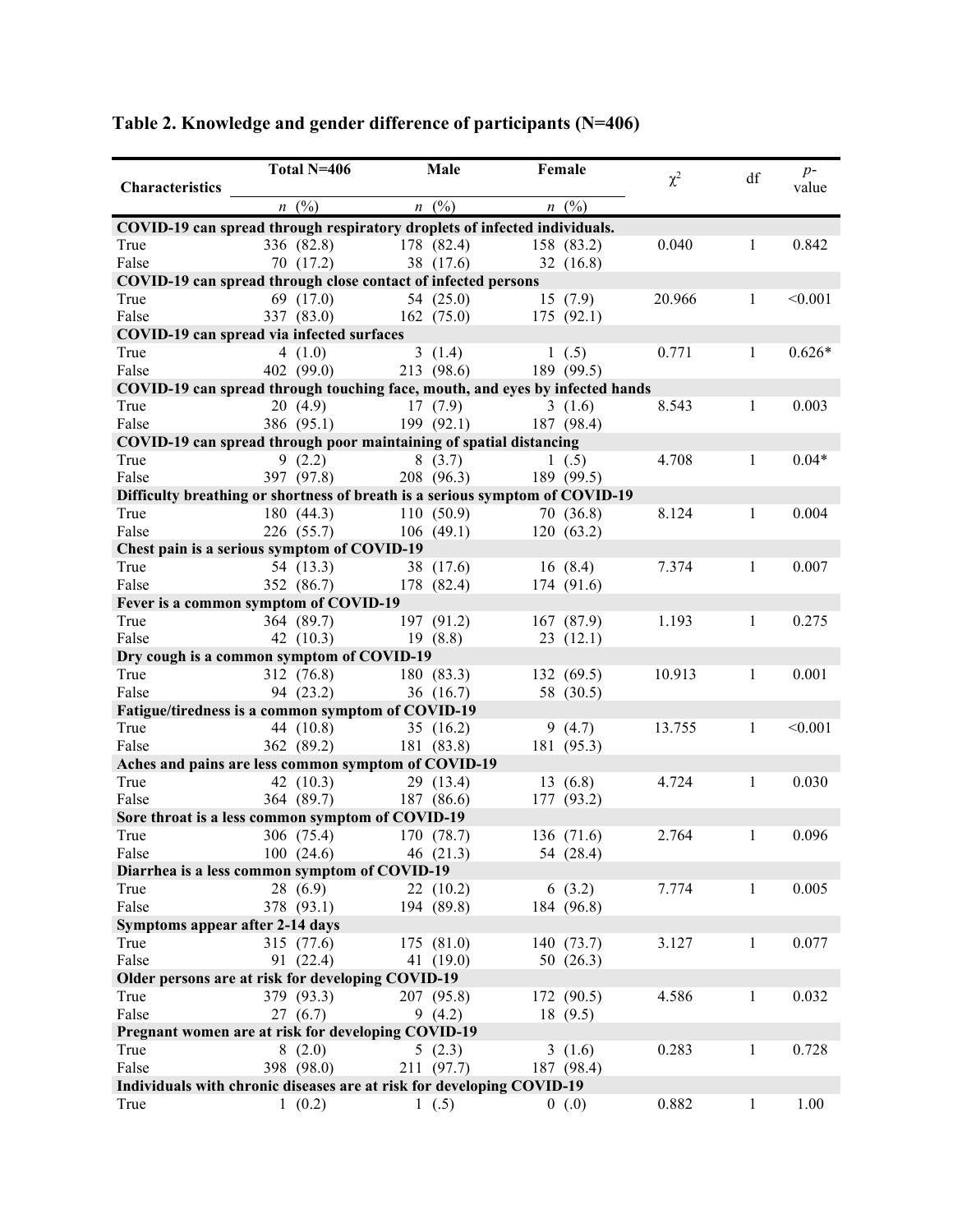**Table 2. Knowledge and gender difference of participants (N=406)**

| Characteristics | Total N=406 | Male | Female | $\chi^2$ | df | *p*-value |
|---|---|---|---|---|---|---|
| | *n* (%) | *n* (%) | *n* (%) | | | |
| **COVID-19 can spread through respiratory droplets of infected individuals.** | | | | | | |
| True | 336 (82.8) | 178 (82.4) | 158 (83.2) | 0.040 | 1 | 0.842 |
| False | 70 (17.2) | 38 (17.6) | 32 (16.8) | | | |
| **COVID-19 can spread through close contact of infected persons** | | | | | | |
| True | 69 (17.0) | 54 (25.0) | 15 (7.9) | 20.966 | 1 | <0.001 |
| False | 337 (83.0) | 162 (75.0) | 175 (92.1) | | | |
| **COVID-19 can spread via infected surfaces** | | | | | | |
| True | 4 (1.0) | 3 (1.4) | 1 (.5) | 0.771 | 1 | 0.626* |
| False | 402 (99.0) | 213 (98.6) | 189 (99.5) | | | |
| **COVID-19 can spread through touching face, mouth, and eyes by infected hands** | | | | | | |
| True | 20 (4.9) | 17 (7.9) | 3 (1.6) | 8.543 | 1 | 0.003 |
| False | 386 (95.1) | 199 (92.1) | 187 (98.4) | | | |
| **COVID-19 can spread through poor maintaining of spatial distancing** | | | | | | |
| True | 9 (2.2) | 8 (3.7) | 1 (.5) | 4.708 | 1 | 0.04* |
| False | 397 (97.8) | 208 (96.3) | 189 (99.5) | | | |
| **Difficulty breathing or shortness of breath is a serious symptom of COVID-19** | | | | | | |
| True | 180 (44.3) | 110 (50.9) | 70 (36.8) | 8.124 | 1 | 0.004 |
| False | 226 (55.7) | 106 (49.1) | 120 (63.2) | | | |
| **Chest pain is a serious symptom of COVID-19** | | | | | | |
| True | 54 (13.3) | 38 (17.6) | 16 (8.4) | 7.374 | 1 | 0.007 |
| False | 352 (86.7) | 178 (82.4) | 174 (91.6) | | | |
| **Fever is a common symptom of COVID-19** | | | | | | |
| True | 364 (89.7) | 197 (91.2) | 167 (87.9) | 1.193 | 1 | 0.275 |
| False | 42 (10.3) | 19 (8.8) | 23 (12.1) | | | |
| **Dry cough is a common symptom of COVID-19** | | | | | | |
| True | 312 (76.8) | 180 (83.3) | 132 (69.5) | 10.913 | 1 | 0.001 |
| False | 94 (23.2) | 36 (16.7) | 58 (30.5) | | | |
| **Fatigue/tiredness is a common symptom of COVID-19** | | | | | | |
| True | 44 (10.8) | 35 (16.2) | 9 (4.7) | 13.755 | 1 | <0.001 |
| False | 362 (89.2) | 181 (83.8) | 181 (95.3) | | | |
| **Aches and pains are less common symptom of COVID-19** | | | | | | |
| True | 42 (10.3) | 29 (13.4) | 13 (6.8) | 4.724 | 1 | 0.030 |
| False | 364 (89.7) | 187 (86.6) | 177 (93.2) | | | |
| **Sore throat is a less common symptom of COVID-19** | | | | | | |
| True | 306 (75.4) | 170 (78.7) | 136 (71.6) | 2.764 | 1 | 0.096 |
| False | 100 (24.6) | 46 (21.3) | 54 (28.4) | | | |
| **Diarrhea is a less common symptom of COVID-19** | | | | | | |
| True | 28 (6.9) | 22 (10.2) | 6 (3.2) | 7.774 | 1 | 0.005 |
| False | 378 (93.1) | 194 (89.8) | 184 (96.8) | | | |
| **Symptoms appear after 2-14 days** | | | | | | |
| True | 315 (77.6) | 175 (81.0) | 140 (73.7) | 3.127 | 1 | 0.077 |
| False | 91 (22.4) | 41 (19.0) | 50 (26.3) | | | |
| **Older persons are at risk for developing COVID-19** | | | | | | |
| True | 379 (93.3) | 207 (95.8) | 172 (90.5) | 4.586 | 1 | 0.032 |
| False | 27 (6.7) | 9 (4.2) | 18 (9.5) | | | |
| **Pregnant women are at risk for developing COVID-19** | | | | | | |
| True | 8 (2.0) | 5 (2.3) | 3 (1.6) | 0.283 | 1 | 0.728 |
| False | 398 (98.0) | 211 (97.7) | 187 (98.4) | | | |
| **Individuals with chronic diseases are at risk for developing COVID-19** | | | | | | |
| True | 1 (0.2) | 1 (.5) | 0 (.0) | 0.882 | 1 | 1.00 |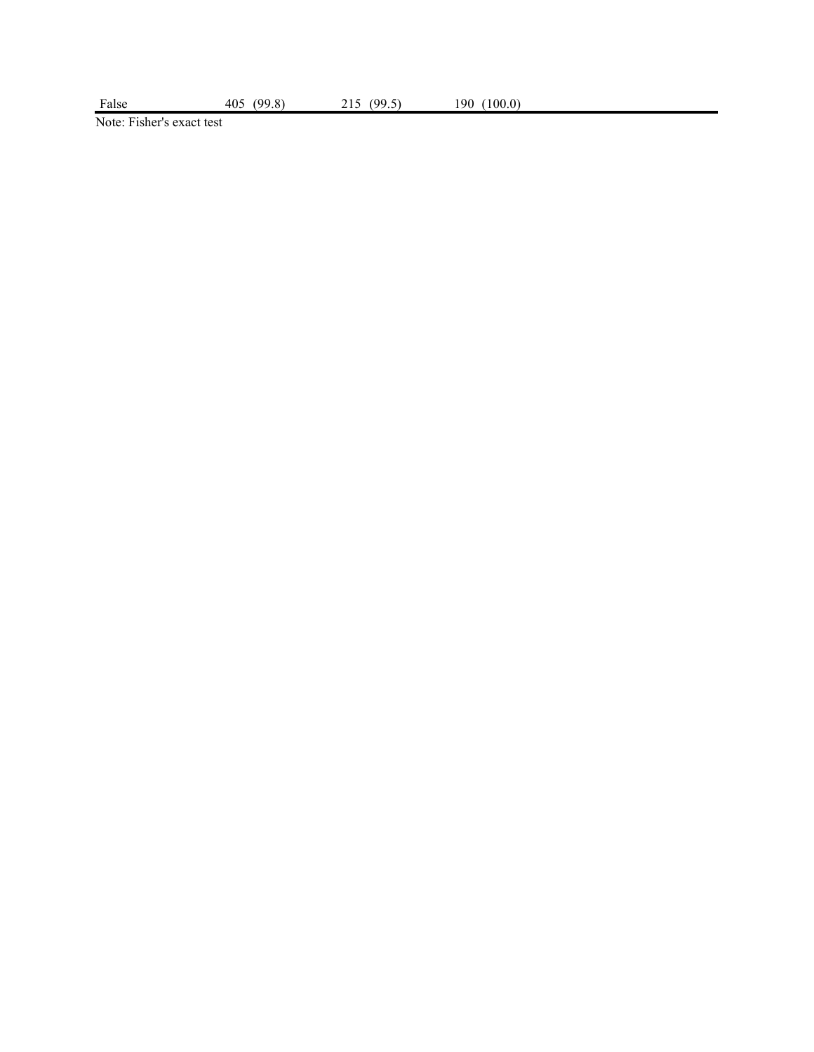| | | | | |
|---|---|---|---|---|
| False | 405 (99.8) | 215 (99.5) | 190 (100.0) | |

Note: Fisher's exact test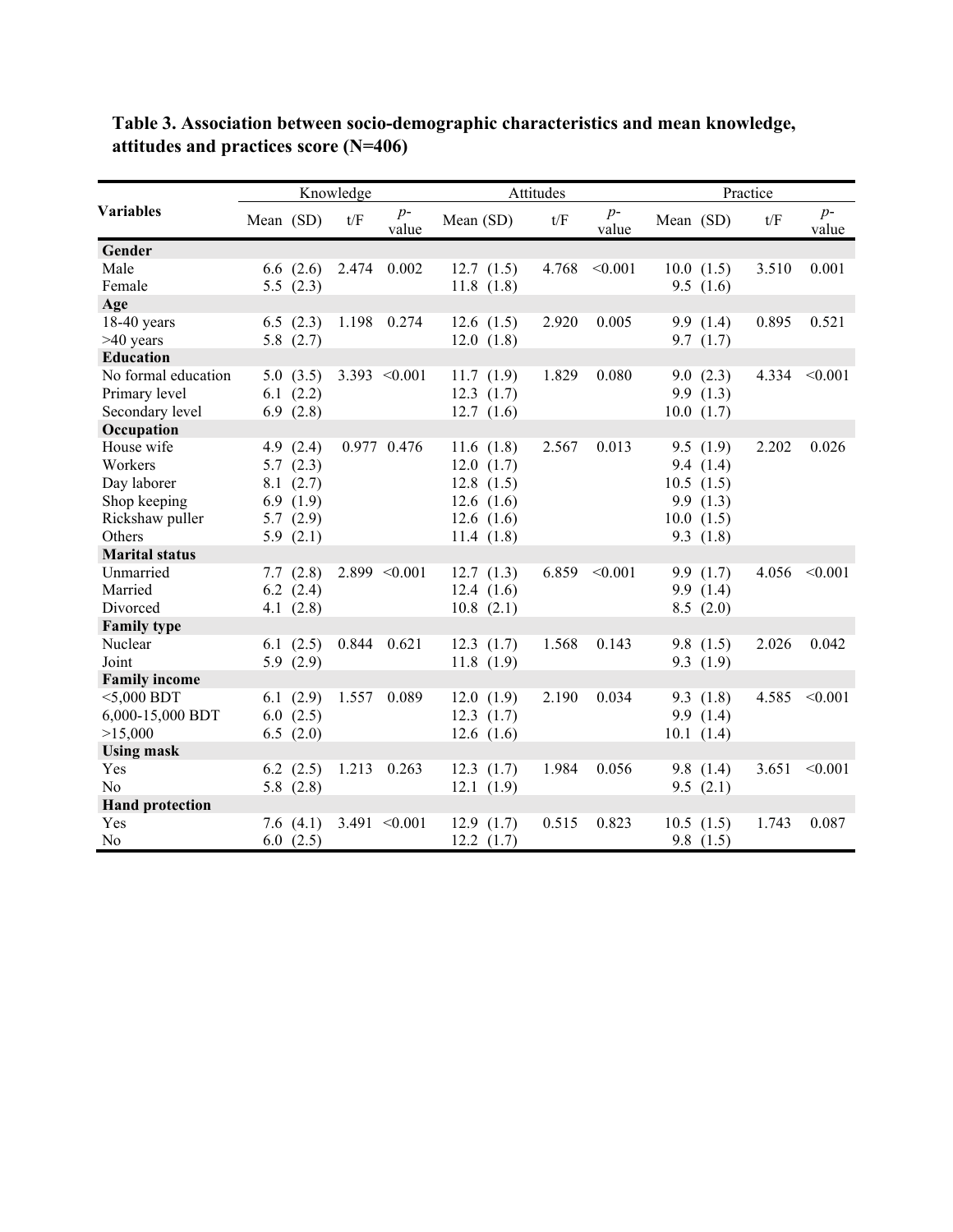**Table 3. Association between socio-demographic characteristics and mean knowledge, attitudes and practices score (N=406)**

| Variables | Knowledge | | | Attitudes | | | Practice | | |
|---|---|---|---|---|---|---|---|---|---|
| | Mean (SD) | t/F | *p*-value | Mean (SD) | t/F | *p*-value | Mean (SD) | t/F | *p*-value |
| **Gender** | | | | | | | | | |
| Male | 6.6 (2.6) | 2.474 | 0.002 | 12.7 (1.5) | 4.768 | <0.001 | 10.0 (1.5) | 3.510 | 0.001 |
| Female | 5.5 (2.3) | | | 11.8 (1.8) | | | 9.5 (1.6) | | |
| **Age** | | | | | | | | | |
| 18-40 years | 6.5 (2.3) | 1.198 | 0.274 | 12.6 (1.5) | 2.920 | 0.005 | 9.9 (1.4) | 0.895 | 0.521 |
| >40 years | 5.8 (2.7) | | | 12.0 (1.8) | | | 9.7 (1.7) | | |
| **Education** | | | | | | | | | |
| No formal education | 5.0 (3.5) | 3.393 | <0.001 | 11.7 (1.9) | 1.829 | 0.080 | 9.0 (2.3) | 4.334 | <0.001 |
| Primary level | 6.1 (2.2) | | | 12.3 (1.7) | | | 9.9 (1.3) | | |
| Secondary level | 6.9 (2.8) | | | 12.7 (1.6) | | | 10.0 (1.7) | | |
| **Occupation** | | | | | | | | | |
| House wife | 4.9 (2.4) | 0.977 | 0.476 | 11.6 (1.8) | 2.567 | 0.013 | 9.5 (1.9) | 2.202 | 0.026 |
| Workers | 5.7 (2.3) | | | 12.0 (1.7) | | | 9.4 (1.4) | | |
| Day laborer | 8.1 (2.7) | | | 12.8 (1.5) | | | 10.5 (1.5) | | |
| Shop keeping | 6.9 (1.9) | | | 12.6 (1.6) | | | 9.9 (1.3) | | |
| Rickshaw puller | 5.7 (2.9) | | | 12.6 (1.6) | | | 10.0 (1.5) | | |
| Others | 5.9 (2.1) | | | 11.4 (1.8) | | | 9.3 (1.8) | | |
| **Marital status** | | | | | | | | | |
| Unmarried | 7.7 (2.8) | 2.899 | <0.001 | 12.7 (1.3) | 6.859 | <0.001 | 9.9 (1.7) | 4.056 | <0.001 |
| Married | 6.2 (2.4) | | | 12.4 (1.6) | | | 9.9 (1.4) | | |
| Divorced | 4.1 (2.8) | | | 10.8 (2.1) | | | 8.5 (2.0) | | |
| **Family type** | | | | | | | | | |
| Nuclear | 6.1 (2.5) | 0.844 | 0.621 | 12.3 (1.7) | 1.568 | 0.143 | 9.8 (1.5) | 2.026 | 0.042 |
| Joint | 5.9 (2.9) | | | 11.8 (1.9) | | | 9.3 (1.9) | | |
| **Family income** | | | | | | | | | |
| <5,000 BDT | 6.1 (2.9) | 1.557 | 0.089 | 12.0 (1.9) | 2.190 | 0.034 | 9.3 (1.8) | 4.585 | <0.001 |
| 6,000-15,000 BDT | 6.0 (2.5) | | | 12.3 (1.7) | | | 9.9 (1.4) | | |
| >15,000 | 6.5 (2.0) | | | 12.6 (1.6) | | | 10.1 (1.4) | | |
| **Using mask** | | | | | | | | | |
| Yes | 6.2 (2.5) | 1.213 | 0.263 | 12.3 (1.7) | 1.984 | 0.056 | 9.8 (1.4) | 3.651 | <0.001 |
| No | 5.8 (2.8) | | | 12.1 (1.9) | | | 9.5 (2.1) | | |
| **Hand protection** | | | | | | | | | |
| Yes | 7.6 (4.1) | 3.491 | <0.001 | 12.9 (1.7) | 0.515 | 0.823 | 10.5 (1.5) | 1.743 | 0.087 |
| No | 6.0 (2.5) | | | 12.2 (1.7) | | | 9.8 (1.5) | | |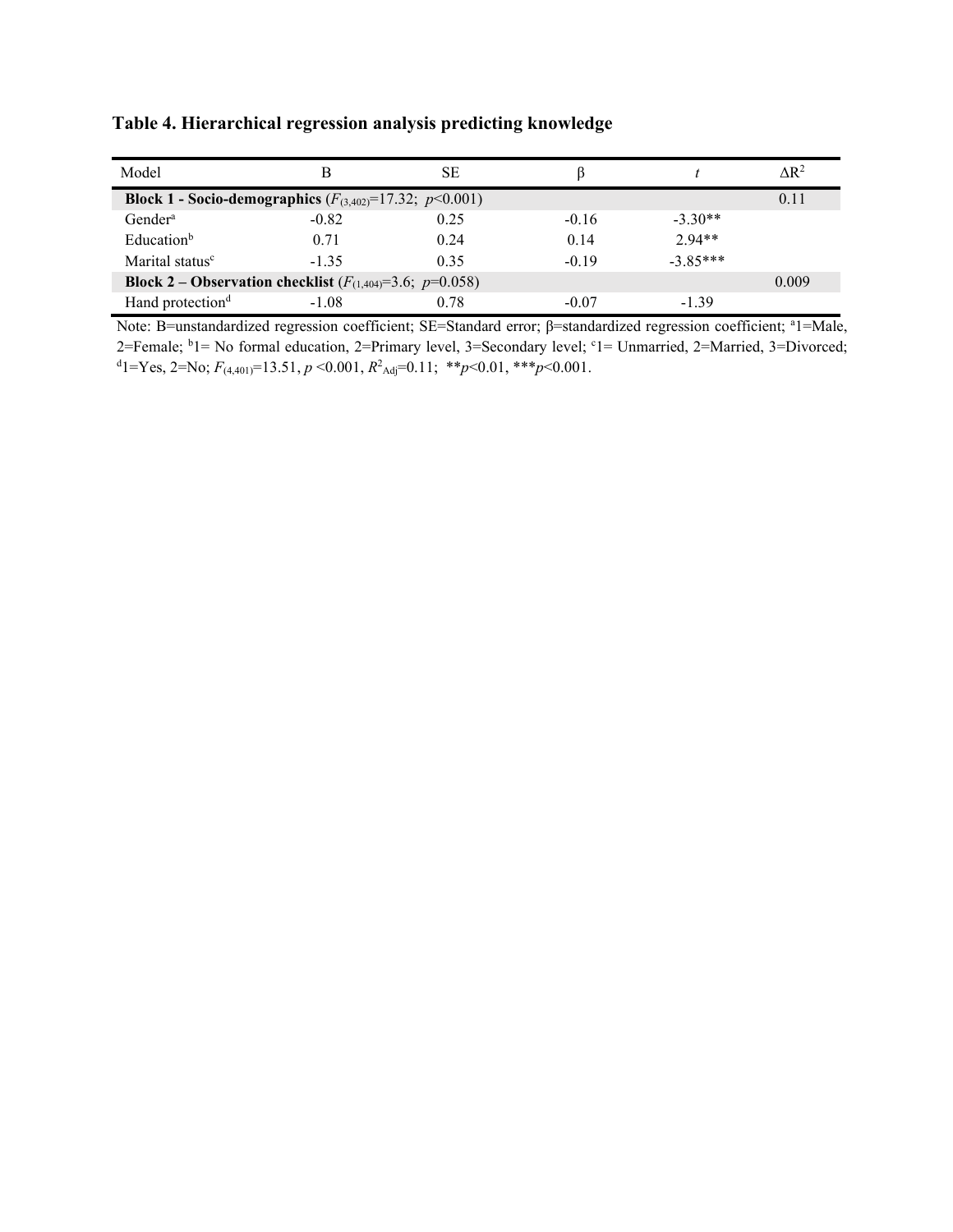**Table 4. Hierarchical regression analysis predicting knowledge**

| Model | B | SE | β | $t$ | $\Delta R^2$ |
|---|---|---|---|---|---|
| **Block 1 - Socio-demographics** ($F_{(3,402)}$=17.32; $p$<0.001) | | | | | 0.11 |
| Gender[a] | -0.82 | 0.25 | -0.16 | -3.30** | |
| Education[b] | 0.71 | 0.24 | 0.14 | 2.94** | |
| Marital status[c] | -1.35 | 0.35 | -0.19 | -3.85*** | |
| **Block 2 – Observation checklist** ($F_{(1,404)}$=3.6; $p$=0.058) | | | | | 0.009 |
| Hand protection[d] | -1.08 | 0.78 | -0.07 | -1.39 | |

Note: B=unstandardized regression coefficient; SE=Standard error; β=standardized regression coefficient; [a]1=Male, 2=Female; [b]1= No formal education, 2=Primary level, 3=Secondary level; [c]1= Unmarried, 2=Married, 3=Divorced; [d]1=Yes, 2=No; $F_{(4,401)}$=13.51, $p$ <0.001, $R^2_{\text{Adj}}$=0.11; **$p$<0.01, ***$p$<0.001.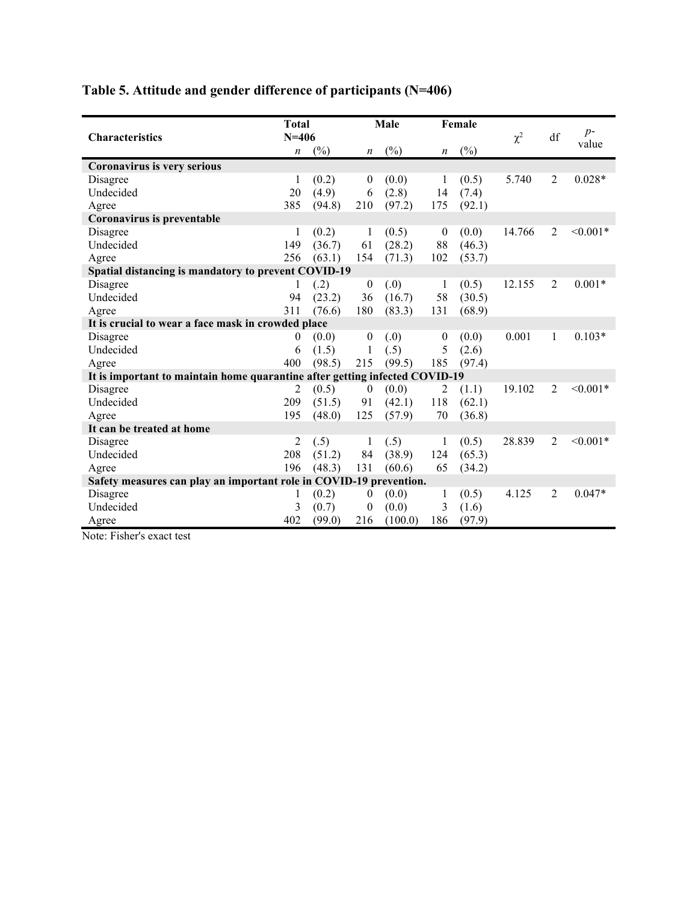## Table 5. Attitude and gender difference of participants (N=406)

| Characteristics | Total N=406 | | Male | | Female | | $\chi^2$ | df | *p*-value |
|---|---|---|---|---|---|---|---|---|---|
| | *n* | (%) | *n* | (%) | *n* | (%) | | | |
| **Coronavirus is very serious** | | | | | | | | | |
| Disagree | 1 | (0.2) | 0 | (0.0) | 1 | (0.5) | 5.740 | 2 | 0.028* |
| Undecided | 20 | (4.9) | 6 | (2.8) | 14 | (7.4) | | | |
| Agree | 385 | (94.8) | 210 | (97.2) | 175 | (92.1) | | | |
| **Coronavirus is preventable** | | | | | | | | | |
| Disagree | 1 | (0.2) | 1 | (0.5) | 0 | (0.0) | 14.766 | 2 | <0.001* |
| Undecided | 149 | (36.7) | 61 | (28.2) | 88 | (46.3) | | | |
| Agree | 256 | (63.1) | 154 | (71.3) | 102 | (53.7) | | | |
| **Spatial distancing is mandatory to prevent COVID-19** | | | | | | | | | |
| Disagree | 1 | (.2) | 0 | (.0) | 1 | (0.5) | 12.155 | 2 | 0.001* |
| Undecided | 94 | (23.2) | 36 | (16.7) | 58 | (30.5) | | | |
| Agree | 311 | (76.6) | 180 | (83.3) | 131 | (68.9) | | | |
| **It is crucial to wear a face mask in crowded place** | | | | | | | | | |
| Disagree | 0 | (0.0) | 0 | (.0) | 0 | (0.0) | 0.001 | 1 | 0.103* |
| Undecided | 6 | (1.5) | 1 | (.5) | 5 | (2.6) | | | |
| Agree | 400 | (98.5) | 215 | (99.5) | 185 | (97.4) | | | |
| **It is important to maintain home quarantine after getting infected COVID-19** | | | | | | | | | |
| Disagree | 2 | (0.5) | 0 | (0.0) | 2 | (1.1) | 19.102 | 2 | <0.001* |
| Undecided | 209 | (51.5) | 91 | (42.1) | 118 | (62.1) | | | |
| Agree | 195 | (48.0) | 125 | (57.9) | 70 | (36.8) | | | |
| **It can be treated at home** | | | | | | | | | |
| Disagree | 2 | (.5) | 1 | (.5) | 1 | (0.5) | 28.839 | 2 | <0.001* |
| Undecided | 208 | (51.2) | 84 | (38.9) | 124 | (65.3) | | | |
| Agree | 196 | (48.3) | 131 | (60.6) | 65 | (34.2) | | | |
| **Safety measures can play an important role in COVID-19 prevention.** | | | | | | | | | |
| Disagree | 1 | (0.2) | 0 | (0.0) | 1 | (0.5) | 4.125 | 2 | 0.047* |
| Undecided | 3 | (0.7) | 0 | (0.0) | 3 | (1.6) | | | |
| Agree | 402 | (99.0) | 216 | (100.0) | 186 | (97.9) | | | |

Note: Fisher's exact test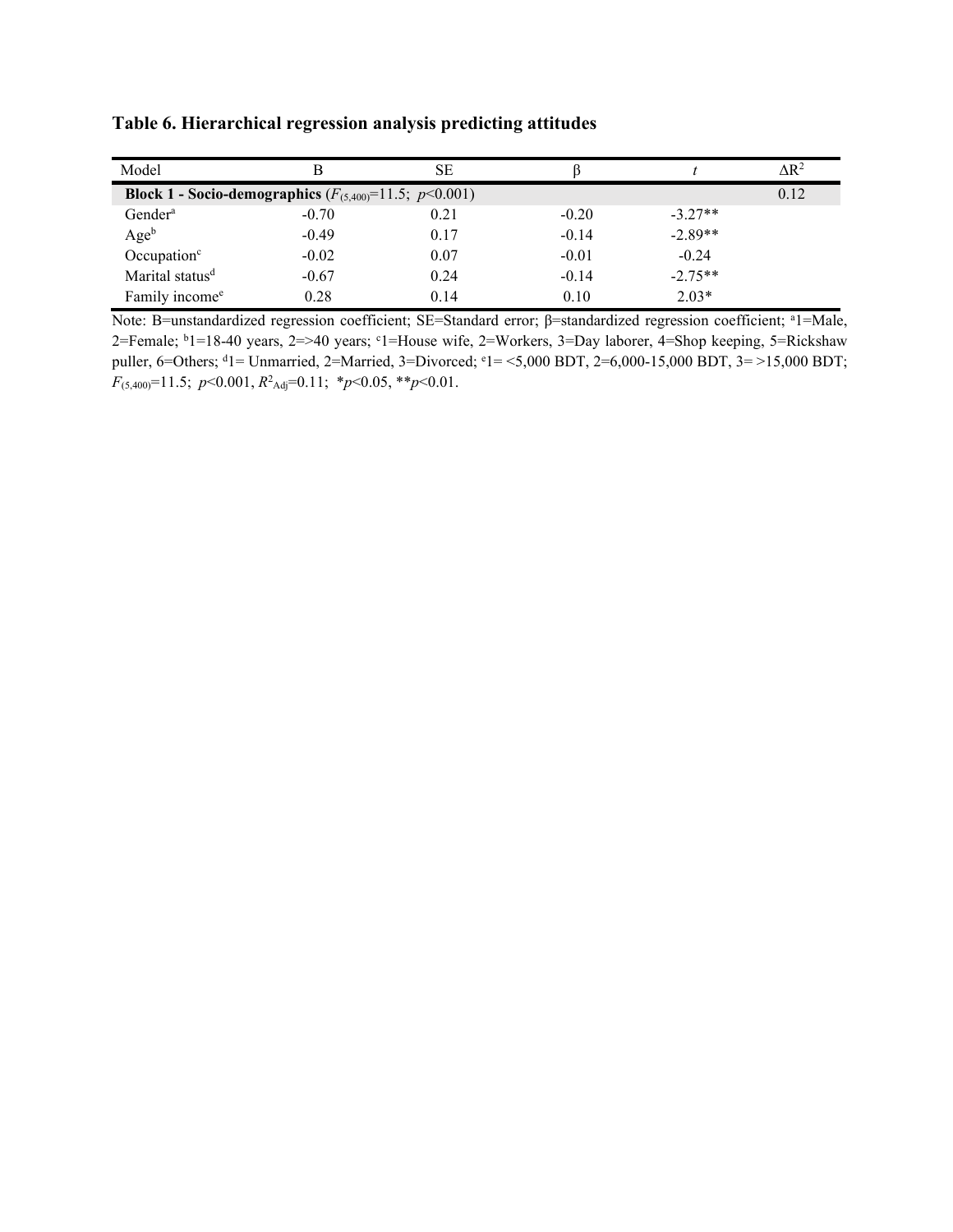**Table 6. Hierarchical regression analysis predicting attitudes**

| Model | B | SE | β | *t* | $\Delta R^2$ |
|---|---|---|---|---|---|
| **Block 1 - Socio-demographics** ($F_{(5,400)}$=11.5; $p$<0.001) | | | | | 0.12 |
| Gender[a] | -0.70 | 0.21 | -0.20 | -3.27** | |
| Age[b] | -0.49 | 0.17 | -0.14 | -2.89** | |
| Occupation[c] | -0.02 | 0.07 | -0.01 | -0.24 | |
| Marital status[d] | -0.67 | 0.24 | -0.14 | -2.75** | |
| Family income[e] | 0.28 | 0.14 | 0.10 | 2.03* | |

Note: B=unstandardized regression coefficient; SE=Standard error; β=standardized regression coefficient; [a]1=Male, 2=Female; [b]1=18-40 years, 2=>40 years; [c]1=House wife, 2=Workers, 3=Day laborer, 4=Shop keeping, 5=Rickshaw puller, 6=Others; [d]1= Unmarried, 2=Married, 3=Divorced; [e]1= <5,000 BDT, 2=6,000-15,000 BDT, 3= >15,000 BDT; $F_{(5,400)}$=11.5; $p$<0.001, $R^2_{Adj}$=0.11; *$p$<0.05, **$p$<0.01.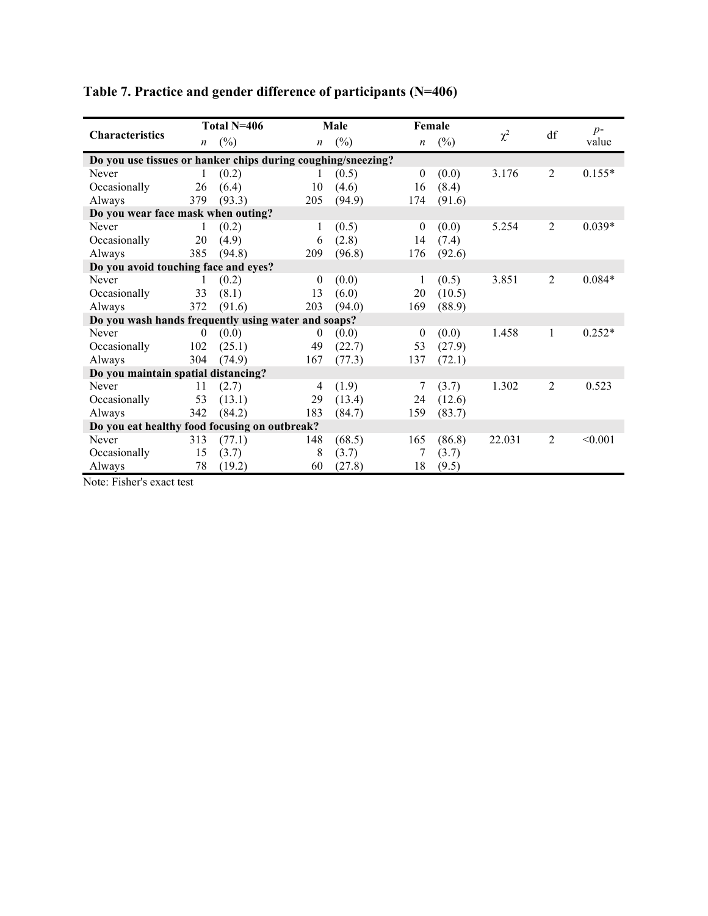**Table 7. Practice and gender difference of participants (N=406)**

| Characteristics | Total N=406 | | Male | | Female | | $\chi^2$ | df | *p*-value |
|---|---|---|---|---|---|---|---|---|---|
| | *n* | (%) | *n* | (%) | *n* | (%) | | | |
| **Do you use tissues or hanker chips during coughing/sneezing?** | | | | | | | | | |
| Never | 1 | (0.2) | 1 | (0.5) | 0 | (0.0) | 3.176 | 2 | 0.155* |
| Occasionally | 26 | (6.4) | 10 | (4.6) | 16 | (8.4) | | | |
| Always | 379 | (93.3) | 205 | (94.9) | 174 | (91.6) | | | |
| **Do you wear face mask when outing?** | | | | | | | | | |
| Never | 1 | (0.2) | 1 | (0.5) | 0 | (0.0) | 5.254 | 2 | 0.039* |
| Occasionally | 20 | (4.9) | 6 | (2.8) | 14 | (7.4) | | | |
| Always | 385 | (94.8) | 209 | (96.8) | 176 | (92.6) | | | |
| **Do you avoid touching face and eyes?** | | | | | | | | | |
| Never | 1 | (0.2) | 0 | (0.0) | 1 | (0.5) | 3.851 | 2 | 0.084* |
| Occasionally | 33 | (8.1) | 13 | (6.0) | 20 | (10.5) | | | |
| Always | 372 | (91.6) | 203 | (94.0) | 169 | (88.9) | | | |
| **Do you wash hands frequently using water and soaps?** | | | | | | | | | |
| Never | 0 | (0.0) | 0 | (0.0) | 0 | (0.0) | 1.458 | 1 | 0.252* |
| Occasionally | 102 | (25.1) | 49 | (22.7) | 53 | (27.9) | | | |
| Always | 304 | (74.9) | 167 | (77.3) | 137 | (72.1) | | | |
| **Do you maintain spatial distancing?** | | | | | | | | | |
| Never | 11 | (2.7) | 4 | (1.9) | 7 | (3.7) | 1.302 | 2 | 0.523 |
| Occasionally | 53 | (13.1) | 29 | (13.4) | 24 | (12.6) | | | |
| Always | 342 | (84.2) | 183 | (84.7) | 159 | (83.7) | | | |
| **Do you eat healthy food focusing on outbreak?** | | | | | | | | | |
| Never | 313 | (77.1) | 148 | (68.5) | 165 | (86.8) | 22.031 | 2 | <0.001 |
| Occasionally | 15 | (3.7) | 8 | (3.7) | 7 | (3.7) | | | |
| Always | 78 | (19.2) | 60 | (27.8) | 18 | (9.5) | | | |

Note: Fisher's exact test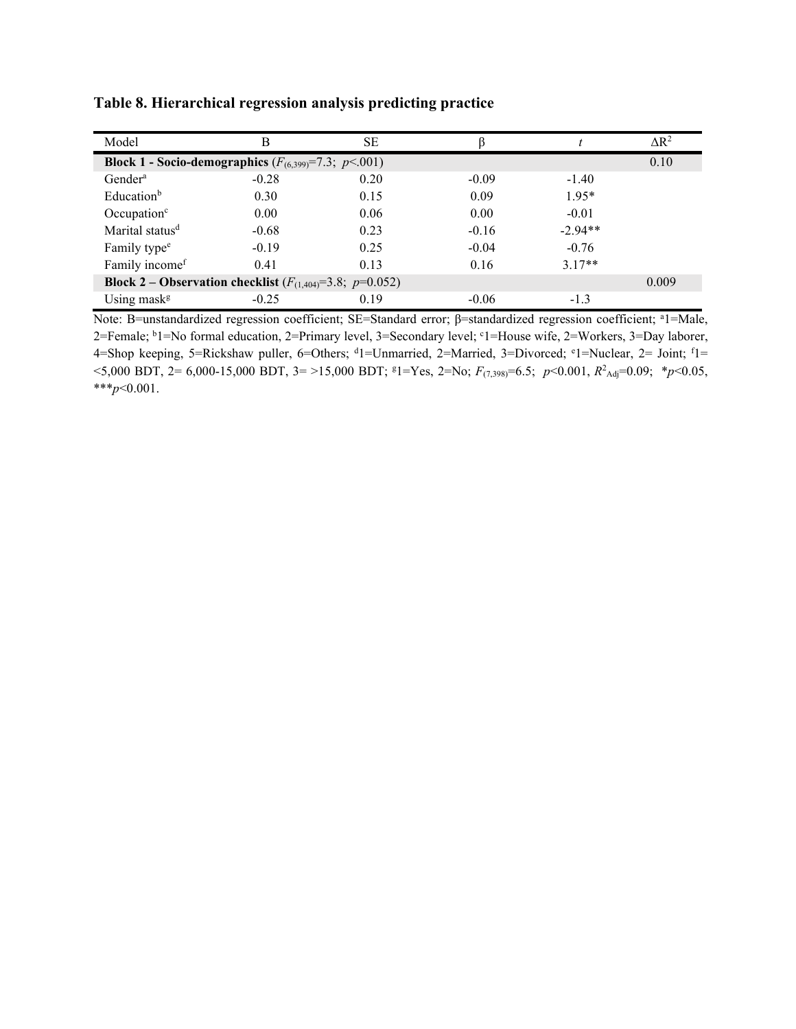**Table 8. Hierarchical regression analysis predicting practice**

| Model | B | SE | β | $t$ | $\Delta R^2$ |
|---|---|---|---|---|---|
| **Block 1 - Socio-demographics** ($F_{(6,399)}$=7.3; $p$<.001) | | | | | 0.10 |
| Gender[a] | -0.28 | 0.20 | -0.09 | -1.40 | |
| Education[b] | 0.30 | 0.15 | 0.09 | 1.95* | |
| Occupation[c] | 0.00 | 0.06 | 0.00 | -0.01 | |
| Marital status[d] | -0.68 | 0.23 | -0.16 | -2.94** | |
| Family type[e] | -0.19 | 0.25 | -0.04 | -0.76 | |
| Family income[f] | 0.41 | 0.13 | 0.16 | 3.17** | |
| **Block 2 – Observation checklist** ($F_{(1,404)}$=3.8; $p$=0.052) | | | | | 0.009 |
| Using mask[g] | -0.25 | 0.19 | -0.06 | -1.3 | |

Note: B=unstandardized regression coefficient; SE=Standard error; β=standardized regression coefficient; [a]1=Male, 2=Female; [b]1=No formal education, 2=Primary level, 3=Secondary level; [c]1=House wife, 2=Workers, 3=Day laborer, 4=Shop keeping, 5=Rickshaw puller, 6=Others; [d]1=Unmarried, 2=Married, 3=Divorced; [e]1=Nuclear, 2= Joint; [f]1= <5,000 BDT, 2= 6,000-15,000 BDT, 3= >15,000 BDT; [g]1=Yes, 2=No; $F_{(7,398)}$=6.5; $p$<0.001, $R^2_{\text{Adj}}$=0.09; *$p$<0.05, ***$p$<0.001.